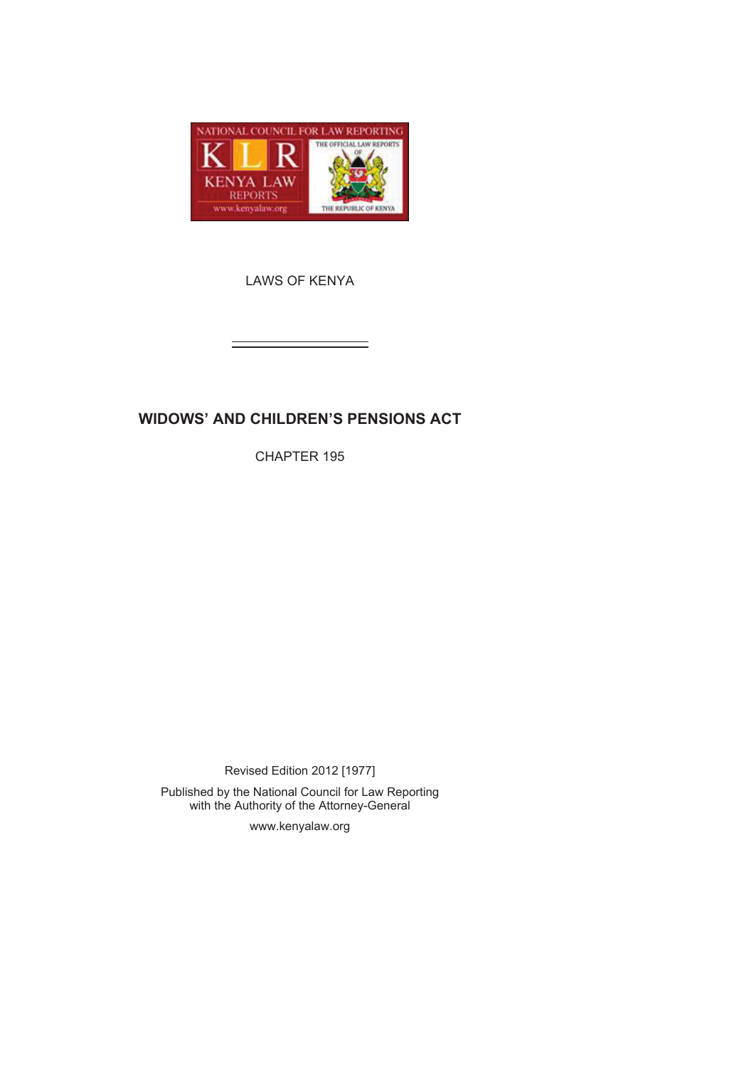LAWS OF KENYA

# WIDOWS' AND CHILDREN'S PENSIONS ACT

CHAPTER 195

Revised Edition 2012 [1977]

Published by the National Council for Law Reporting
with the Authority of the Attorney-General

www.kenyalaw.org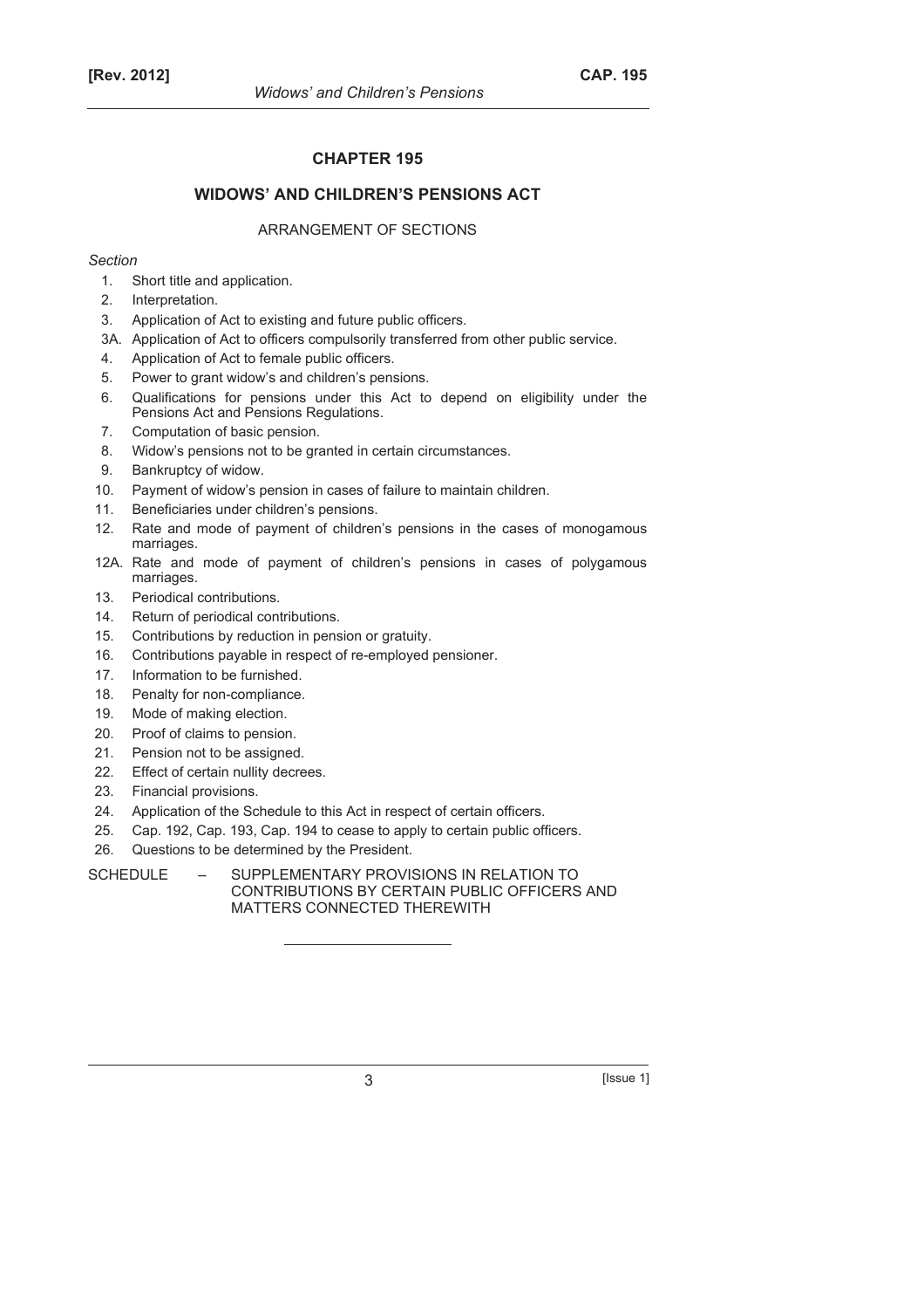# CHAPTER 195

## WIDOWS' AND CHILDREN'S PENSIONS ACT

### ARRANGEMENT OF SECTIONS

*Section*

1. Short title and application.
2. Interpretation.
3. Application of Act to existing and future public officers.

3A. Application of Act to officers compulsorily transferred from other public service.

4. Application of Act to female public officers.
5. Power to grant widow's and children's pensions.
6. Qualifications for pensions under this Act to depend on eligibility under the Pensions Act and Pensions Regulations.
7. Computation of basic pension.
8. Widow's pensions not to be granted in certain circumstances.
9. Bankruptcy of widow.
10. Payment of widow's pension in cases of failure to maintain children.
11. Beneficiaries under children's pensions.
12. Rate and mode of payment of children's pensions in the cases of monogamous marriages.

12A. Rate and mode of payment of children's pensions in cases of polygamous marriages.

13. Periodical contributions.
14. Return of periodical contributions.
15. Contributions by reduction in pension or gratuity.
16. Contributions payable in respect of re-employed pensioner.
17. Information to be furnished.
18. Penalty for non-compliance.
19. Mode of making election.
20. Proof of claims to pension.
21. Pension not to be assigned.
22. Effect of certain nullity decrees.
23. Financial provisions.
24. Application of the Schedule to this Act in respect of certain officers.
25. Cap. 192, Cap. 193, Cap. 194 to cease to apply to certain public officers.
26. Questions to be determined by the President.

SCHEDULE – SUPPLEMENTARY PROVISIONS IN RELATION TO CONTRIBUTIONS BY CERTAIN PUBLIC OFFICERS AND MATTERS CONNECTED THEREWITH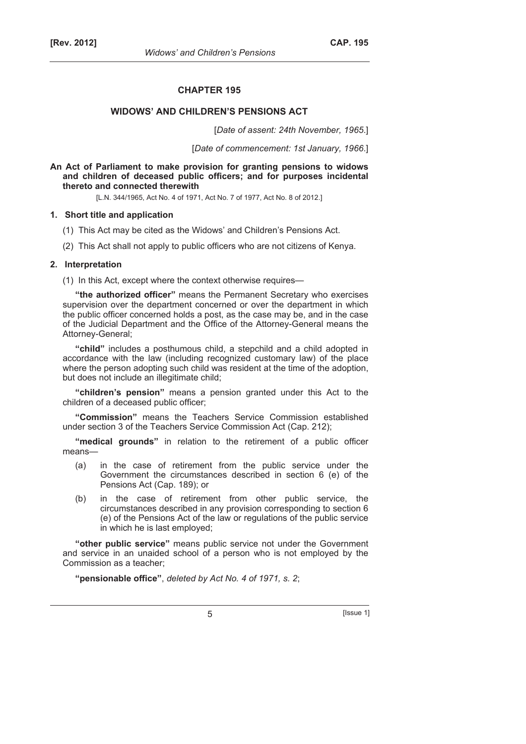# CHAPTER 195

## WIDOWS' AND CHILDREN'S PENSIONS ACT

[*Date of assent: 24th November, 1965*.]

[*Date of commencement: 1st January, 1966*.]

**An Act of Parliament to make provision for granting pensions to widows and children of deceased public officers; and for purposes incidental thereto and connected therewith**

[L.N. 344/1965, Act No. 4 of 1971, Act No. 7 of 1977, Act No. 8 of 2012.]

### 1. Short title and application

(1) This Act may be cited as the Widows' and Children's Pensions Act.

(2) This Act shall not apply to public officers who are not citizens of Kenya.

### 2. Interpretation

(1) In this Act, except where the context otherwise requires—

**"the authorized officer"** means the Permanent Secretary who exercises supervision over the department concerned or over the department in which the public officer concerned holds a post, as the case may be, and in the case of the Judicial Department and the Office of the Attorney-General means the Attorney-General;

**"child"** includes a posthumous child, a stepchild and a child adopted in accordance with the law (including recognized customary law) of the place where the person adopting such child was resident at the time of the adoption, but does not include an illegitimate child;

**"children's pension"** means a pension granted under this Act to the children of a deceased public officer;

**"Commission"** means the Teachers Service Commission established under section 3 of the Teachers Service Commission Act (Cap. 212);

**"medical grounds"** in relation to the retirement of a public officer means—

(a) in the case of retirement from the public service under the Government the circumstances described in section 6 (e) of the Pensions Act (Cap. 189); or

(b) in the case of retirement from other public service, the circumstances described in any provision corresponding to section 6 (e) of the Pensions Act of the law or regulations of the public service in which he is last employed;

**"other public service"** means public service not under the Government and service in an unaided school of a person who is not employed by the Commission as a teacher;

**"pensionable office"**, *deleted by Act No. 4 of 1971, s. 2*;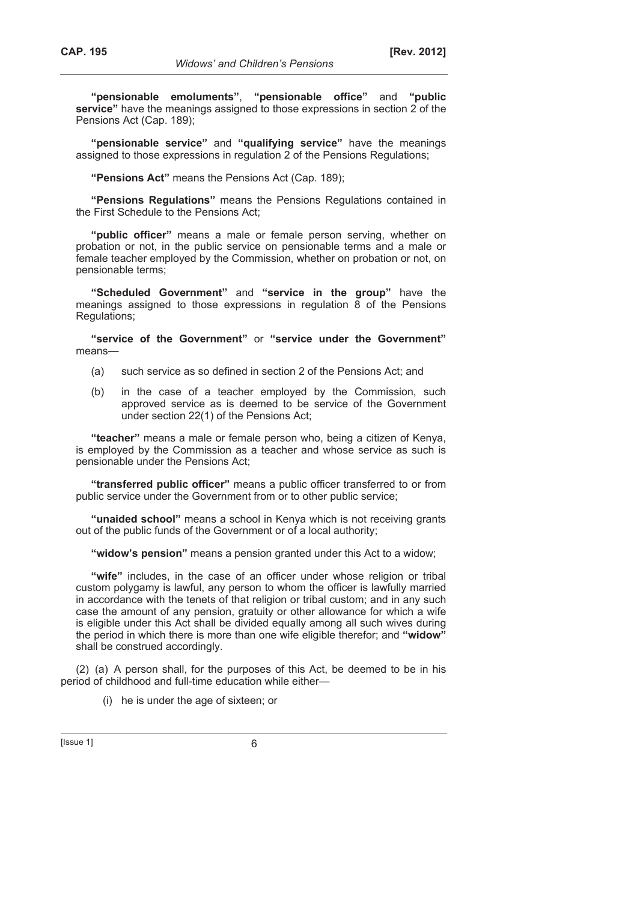**"pensionable emoluments"**, **"pensionable office"** and **"public service"** have the meanings assigned to those expressions in section 2 of the Pensions Act (Cap. 189);

**"pensionable service"** and **"qualifying service"** have the meanings assigned to those expressions in regulation 2 of the Pensions Regulations;

**"Pensions Act"** means the Pensions Act (Cap. 189);

**"Pensions Regulations"** means the Pensions Regulations contained in the First Schedule to the Pensions Act;

**"public officer"** means a male or female person serving, whether on probation or not, in the public service on pensionable terms and a male or female teacher employed by the Commission, whether on probation or not, on pensionable terms;

**"Scheduled Government"** and **"service in the group"** have the meanings assigned to those expressions in regulation 8 of the Pensions Regulations;

**"service of the Government"** or **"service under the Government"** means—

(a) such service as so defined in section 2 of the Pensions Act; and

(b) in the case of a teacher employed by the Commission, such approved service as is deemed to be service of the Government under section 22(1) of the Pensions Act;

**"teacher"** means a male or female person who, being a citizen of Kenya, is employed by the Commission as a teacher and whose service as such is pensionable under the Pensions Act;

**"transferred public officer"** means a public officer transferred to or from public service under the Government from or to other public service;

**"unaided school"** means a school in Kenya which is not receiving grants out of the public funds of the Government or of a local authority;

**"widow's pension"** means a pension granted under this Act to a widow;

**"wife"** includes, in the case of an officer under whose religion or tribal custom polygamy is lawful, any person to whom the officer is lawfully married in accordance with the tenets of that religion or tribal custom; and in any such case the amount of any pension, gratuity or other allowance for which a wife is eligible under this Act shall be divided equally among all such wives during the period in which there is more than one wife eligible therefor; and **"widow"** shall be construed accordingly.

(2) (a) A person shall, for the purposes of this Act, be deemed to be in his period of childhood and full-time education while either—

(i) he is under the age of sixteen; or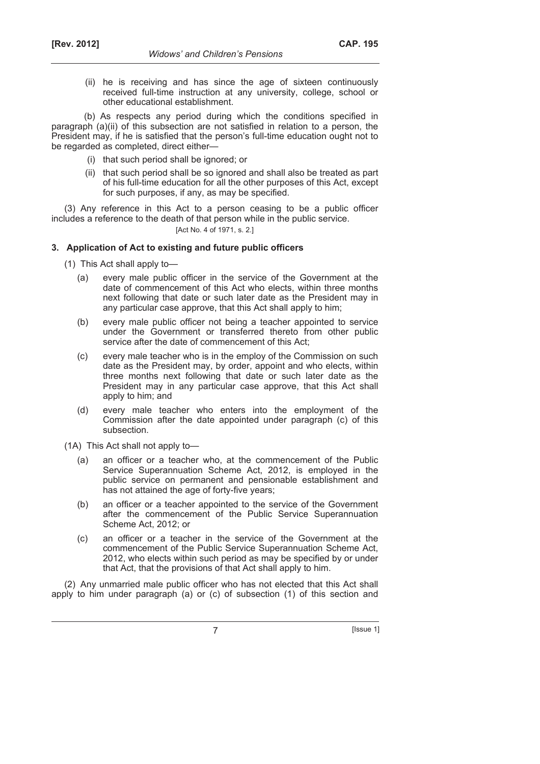(ii) he is receiving and has since the age of sixteen continuously received full-time instruction at any university, college, school or other educational establishment.

(b) As respects any period during which the conditions specified in paragraph (a)(ii) of this subsection are not satisfied in relation to a person, the President may, if he is satisfied that the person's full-time education ought not to be regarded as completed, direct either—

(i) that such period shall be ignored; or

(ii) that such period shall be so ignored and shall also be treated as part of his full-time education for all the other purposes of this Act, except for such purposes, if any, as may be specified.

(3) Any reference in this Act to a person ceasing to be a public officer includes a reference to the death of that person while in the public service.

[Act No. 4 of 1971, s. 2.]

### 3. Application of Act to existing and future public officers

(1) This Act shall apply to—

(a) every male public officer in the service of the Government at the date of commencement of this Act who elects, within three months next following that date or such later date as the President may in any particular case approve, that this Act shall apply to him;

(b) every male public officer not being a teacher appointed to service under the Government or transferred thereto from other public service after the date of commencement of this Act;

(c) every male teacher who is in the employ of the Commission on such date as the President may, by order, appoint and who elects, within three months next following that date or such later date as the President may in any particular case approve, that this Act shall apply to him; and

(d) every male teacher who enters into the employment of the Commission after the date appointed under paragraph (c) of this subsection.

(1A) This Act shall not apply to—

(a) an officer or a teacher who, at the commencement of the Public Service Superannuation Scheme Act, 2012, is employed in the public service on permanent and pensionable establishment and has not attained the age of forty-five years;

(b) an officer or a teacher appointed to the service of the Government after the commencement of the Public Service Superannuation Scheme Act, 2012; or

(c) an officer or a teacher in the service of the Government at the commencement of the Public Service Superannuation Scheme Act, 2012, who elects within such period as may be specified by or under that Act, that the provisions of that Act shall apply to him.

(2) Any unmarried male public officer who has not elected that this Act shall apply to him under paragraph (a) or (c) of subsection (1) of this section and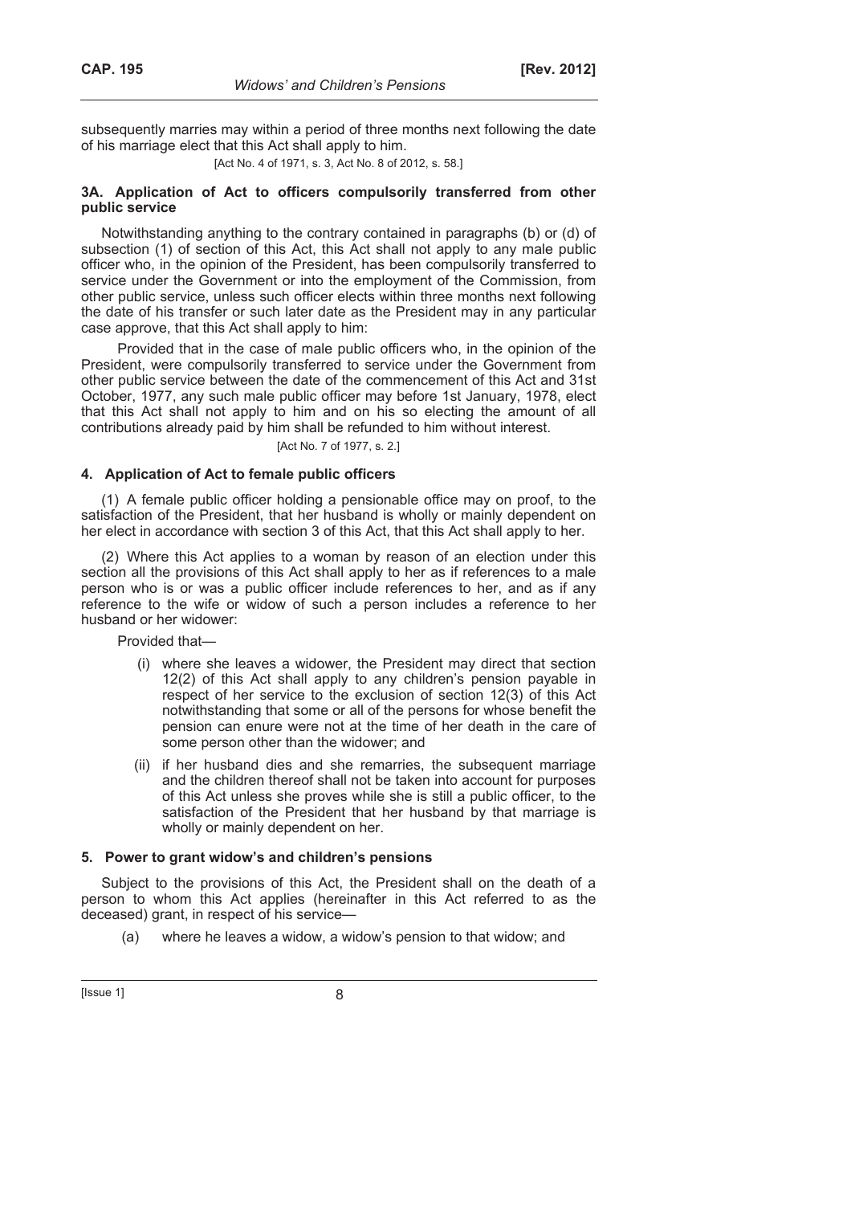subsequently marries may within a period of three months next following the date of his marriage elect that this Act shall apply to him.

[Act No. 4 of 1971, s. 3, Act No. 8 of 2012, s. 58.]

### 3A. Application of Act to officers compulsorily transferred from other public service

Notwithstanding anything to the contrary contained in paragraphs (b) or (d) of subsection (1) of section of this Act, this Act shall not apply to any male public officer who, in the opinion of the President, has been compulsorily transferred to service under the Government or into the employment of the Commission, from other public service, unless such officer elects within three months next following the date of his transfer or such later date as the President may in any particular case approve, that this Act shall apply to him:

Provided that in the case of male public officers who, in the opinion of the President, were compulsorily transferred to service under the Government from other public service between the date of the commencement of this Act and 31st October, 1977, any such male public officer may before 1st January, 1978, elect that this Act shall not apply to him and on his so electing the amount of all contributions already paid by him shall be refunded to him without interest.

[Act No. 7 of 1977, s. 2.]

### 4. Application of Act to female public officers

(1) A female public officer holding a pensionable office may on proof, to the satisfaction of the President, that her husband is wholly or mainly dependent on her elect in accordance with section 3 of this Act, that this Act shall apply to her.

(2) Where this Act applies to a woman by reason of an election under this section all the provisions of this Act shall apply to her as if references to a male person who is or was a public officer include references to her, and as if any reference to the wife or widow of such a person includes a reference to her husband or her widower:

Provided that—

- (i) where she leaves a widower, the President may direct that section 12(2) of this Act shall apply to any children's pension payable in respect of her service to the exclusion of section 12(3) of this Act notwithstanding that some or all of the persons for whose benefit the pension can enure were not at the time of her death in the care of some person other than the widower; and
- (ii) if her husband dies and she remarries, the subsequent marriage and the children thereof shall not be taken into account for purposes of this Act unless she proves while she is still a public officer, to the satisfaction of the President that her husband by that marriage is wholly or mainly dependent on her.

### 5. Power to grant widow's and children's pensions

Subject to the provisions of this Act, the President shall on the death of a person to whom this Act applies (hereinafter in this Act referred to as the deceased) grant, in respect of his service—

- (a) where he leaves a widow, a widow's pension to that widow; and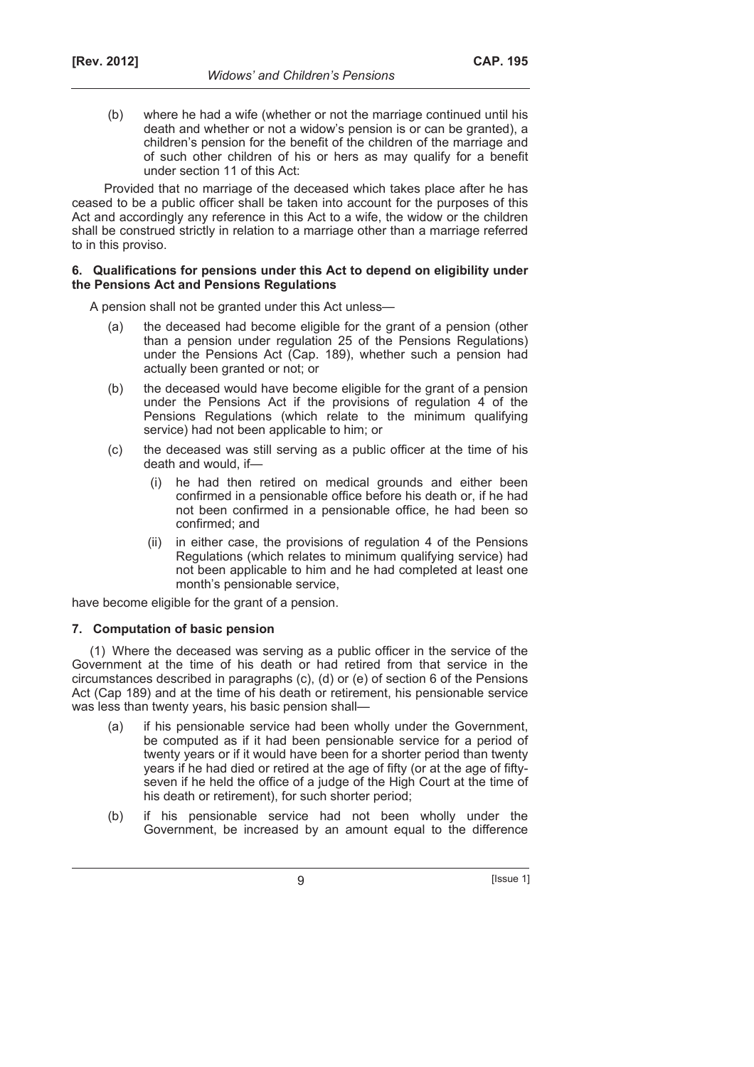(b) where he had a wife (whether or not the marriage continued until his death and whether or not a widow's pension is or can be granted), a children's pension for the benefit of the children of the marriage and of such other children of his or hers as may qualify for a benefit under section 11 of this Act:

Provided that no marriage of the deceased which takes place after he has ceased to be a public officer shall be taken into account for the purposes of this Act and accordingly any reference in this Act to a wife, the widow or the children shall be construed strictly in relation to a marriage other than a marriage referred to in this proviso.

#### 6. Qualifications for pensions under this Act to depend on eligibility under the Pensions Act and Pensions Regulations

A pension shall not be granted under this Act unless—

(a) the deceased had become eligible for the grant of a pension (other than a pension under regulation 25 of the Pensions Regulations) under the Pensions Act (Cap. 189), whether such a pension had actually been granted or not; or

(b) the deceased would have become eligible for the grant of a pension under the Pensions Act if the provisions of regulation 4 of the Pensions Regulations (which relate to the minimum qualifying service) had not been applicable to him; or

(c) the deceased was still serving as a public officer at the time of his death and would, if—

  (i) he had then retired on medical grounds and either been confirmed in a pensionable office before his death or, if he had not been confirmed in a pensionable office, he had been so confirmed; and

  (ii) in either case, the provisions of regulation 4 of the Pensions Regulations (which relates to minimum qualifying service) had not been applicable to him and he had completed at least one month's pensionable service,

have become eligible for the grant of a pension.

#### 7. Computation of basic pension

(1) Where the deceased was serving as a public officer in the service of the Government at the time of his death or had retired from that service in the circumstances described in paragraphs (c), (d) or (e) of section 6 of the Pensions Act (Cap 189) and at the time of his death or retirement, his pensionable service was less than twenty years, his basic pension shall—

(a) if his pensionable service had been wholly under the Government, be computed as if it had been pensionable service for a period of twenty years or if it would have been for a shorter period than twenty years if he had died or retired at the age of fifty (or at the age of fifty-seven if he held the office of a judge of the High Court at the time of his death or retirement), for such shorter period;

(b) if his pensionable service had not been wholly under the Government, be increased by an amount equal to the difference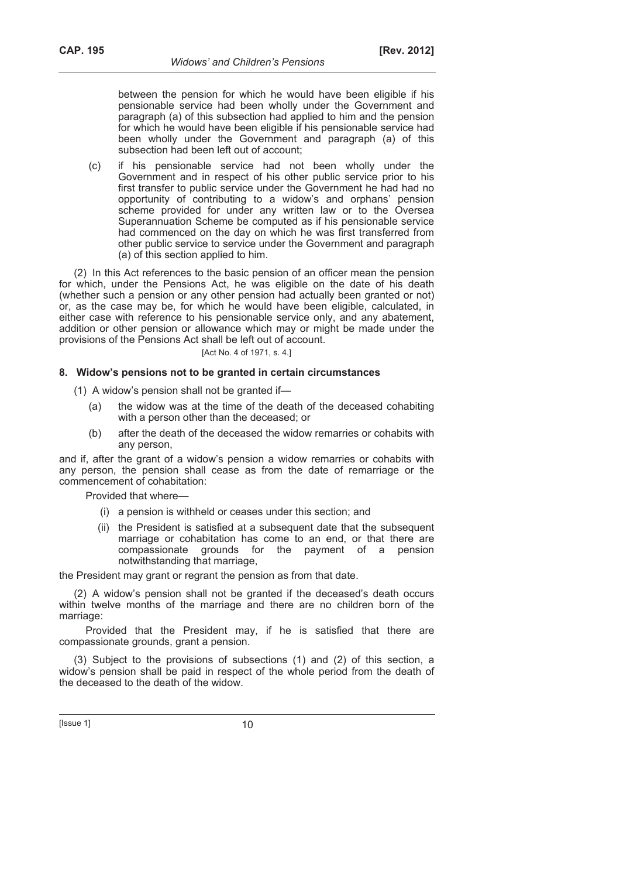between the pension for which he would have been eligible if his pensionable service had been wholly under the Government and paragraph (a) of this subsection had applied to him and the pension for which he would have been eligible if his pensionable service had been wholly under the Government and paragraph (a) of this subsection had been left out of account;

(c) if his pensionable service had not been wholly under the Government and in respect of his other public service prior to his first transfer to public service under the Government he had had no opportunity of contributing to a widow's and orphans' pension scheme provided for under any written law or to the Oversea Superannuation Scheme be computed as if his pensionable service had commenced on the day on which he was first transferred from other public service to service under the Government and paragraph (a) of this section applied to him.

(2) In this Act references to the basic pension of an officer mean the pension for which, under the Pensions Act, he was eligible on the date of his death (whether such a pension or any other pension had actually been granted or not) or, as the case may be, for which he would have been eligible, calculated, in either case with reference to his pensionable service only, and any abatement, addition or other pension or allowance which may or might be made under the provisions of the Pensions Act shall be left out of account.

[Act No. 4 of 1971, s. 4.]

### 8. Widow's pensions not to be granted in certain circumstances

(1) A widow's pension shall not be granted if—

(a) the widow was at the time of the death of the deceased cohabiting with a person other than the deceased; or

(b) after the death of the deceased the widow remarries or cohabits with any person,

and if, after the grant of a widow's pension a widow remarries or cohabits with any person, the pension shall cease as from the date of remarriage or the commencement of cohabitation:

Provided that where—

(i) a pension is withheld or ceases under this section; and

(ii) the President is satisfied at a subsequent date that the subsequent marriage or cohabitation has come to an end, or that there are compassionate grounds for the payment of a pension notwithstanding that marriage,

the President may grant or regrant the pension as from that date.

(2) A widow's pension shall not be granted if the deceased's death occurs within twelve months of the marriage and there are no children born of the marriage:

Provided that the President may, if he is satisfied that there are compassionate grounds, grant a pension.

(3) Subject to the provisions of subsections (1) and (2) of this section, a widow's pension shall be paid in respect of the whole period from the death of the deceased to the death of the widow.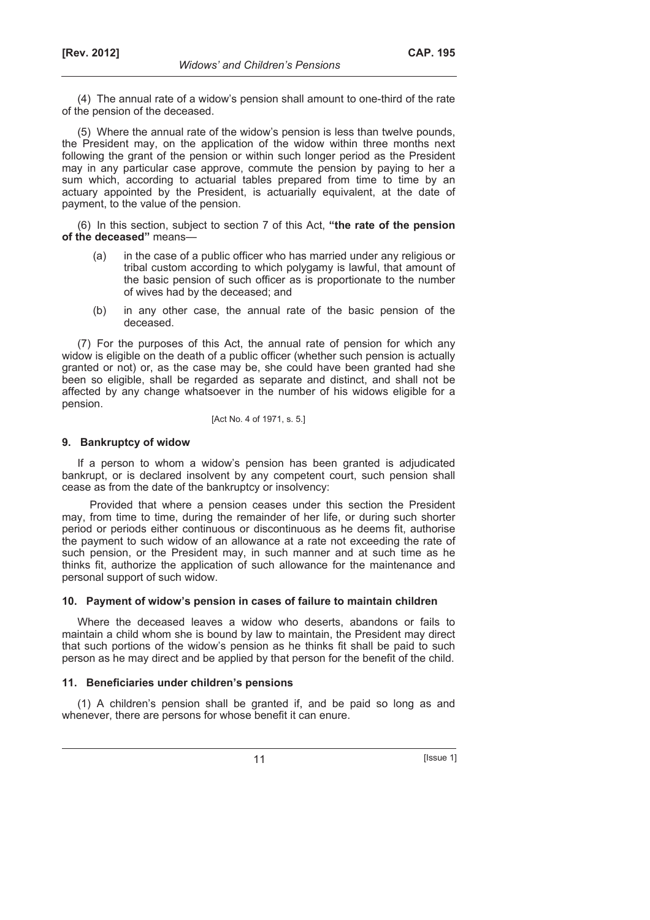(4) The annual rate of a widow's pension shall amount to one-third of the rate of the pension of the deceased.

(5) Where the annual rate of the widow's pension is less than twelve pounds, the President may, on the application of the widow within three months next following the grant of the pension or within such longer period as the President may in any particular case approve, commute the pension by paying to her a sum which, according to actuarial tables prepared from time to time by an actuary appointed by the President, is actuarially equivalent, at the date of payment, to the value of the pension.

(6) In this section, subject to section 7 of this Act, **"the rate of the pension of the deceased"** means—

- (a) in the case of a public officer who has married under any religious or tribal custom according to which polygamy is lawful, that amount of the basic pension of such officer as is proportionate to the number of wives had by the deceased; and
- (b) in any other case, the annual rate of the basic pension of the deceased.

(7) For the purposes of this Act, the annual rate of pension for which any widow is eligible on the death of a public officer (whether such pension is actually granted or not) or, as the case may be, she could have been granted had she been so eligible, shall be regarded as separate and distinct, and shall not be affected by any change whatsoever in the number of his widows eligible for a pension.

[Act No. 4 of 1971, s. 5.]

### 9. Bankruptcy of widow

If a person to whom a widow's pension has been granted is adjudicated bankrupt, or is declared insolvent by any competent court, such pension shall cease as from the date of the bankruptcy or insolvency:

Provided that where a pension ceases under this section the President may, from time to time, during the remainder of her life, or during such shorter period or periods either continuous or discontinuous as he deems fit, authorise the payment to such widow of an allowance at a rate not exceeding the rate of such pension, or the President may, in such manner and at such time as he thinks fit, authorize the application of such allowance for the maintenance and personal support of such widow.

### 10. Payment of widow's pension in cases of failure to maintain children

Where the deceased leaves a widow who deserts, abandons or fails to maintain a child whom she is bound by law to maintain, the President may direct that such portions of the widow's pension as he thinks fit shall be paid to such person as he may direct and be applied by that person for the benefit of the child.

### 11. Beneficiaries under children's pensions

(1) A children's pension shall be granted if, and be paid so long as and whenever, there are persons for whose benefit it can enure.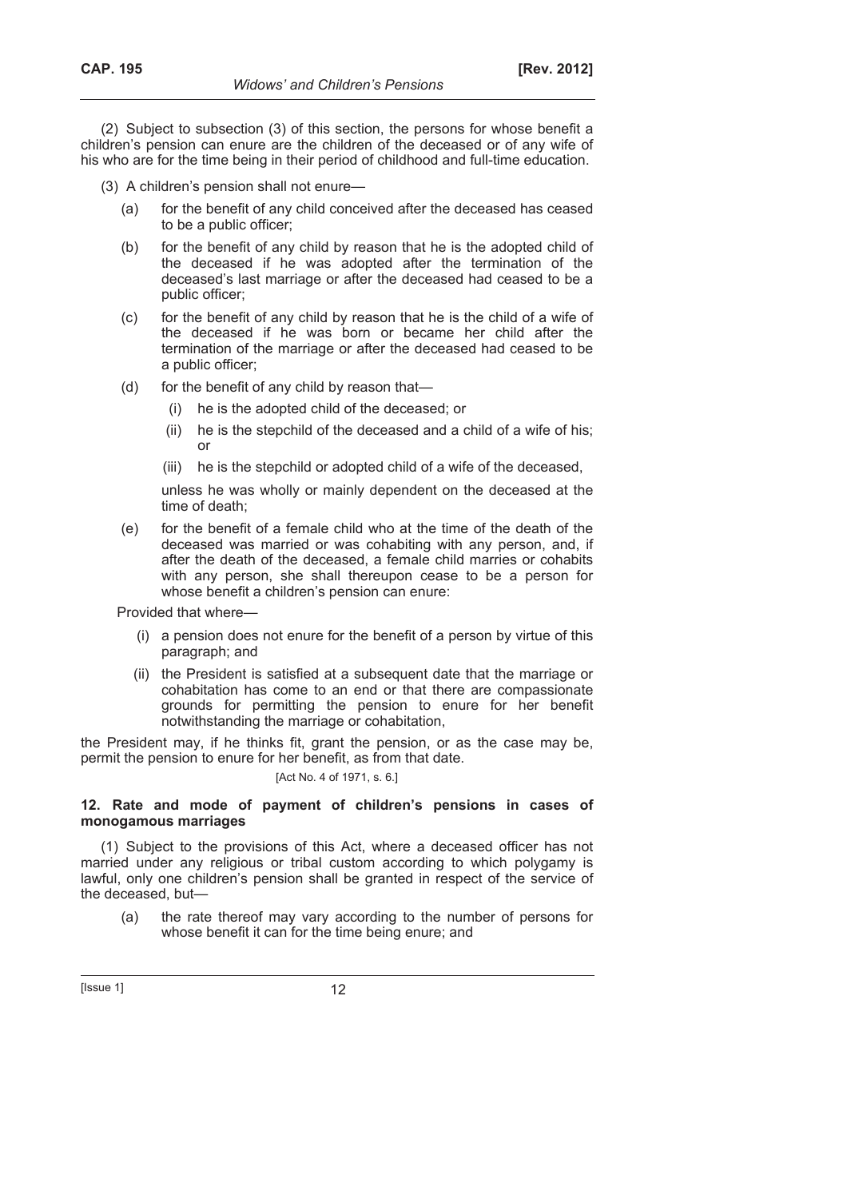(2) Subject to subsection (3) of this section, the persons for whose benefit a children's pension can enure are the children of the deceased or of any wife of his who are for the time being in their period of childhood and full-time education.

(3) A children's pension shall not enure—

(a) for the benefit of any child conceived after the deceased has ceased to be a public officer;

(b) for the benefit of any child by reason that he is the adopted child of the deceased if he was adopted after the termination of the deceased's last marriage or after the deceased had ceased to be a public officer;

(c) for the benefit of any child by reason that he is the child of a wife of the deceased if he was born or became her child after the termination of the marriage or after the deceased had ceased to be a public officer;

(d) for the benefit of any child by reason that—

(i) he is the adopted child of the deceased; or

(ii) he is the stepchild of the deceased and a child of a wife of his; or

(iii) he is the stepchild or adopted child of a wife of the deceased,

unless he was wholly or mainly dependent on the deceased at the time of death;

(e) for the benefit of a female child who at the time of the death of the deceased was married or was cohabiting with any person, and, if after the death of the deceased, a female child marries or cohabits with any person, she shall thereupon cease to be a person for whose benefit a children's pension can enure:

Provided that where—

(i) a pension does not enure for the benefit of a person by virtue of this paragraph; and

(ii) the President is satisfied at a subsequent date that the marriage or cohabitation has come to an end or that there are compassionate grounds for permitting the pension to enure for her benefit notwithstanding the marriage or cohabitation,

the President may, if he thinks fit, grant the pension, or as the case may be, permit the pension to enure for her benefit, as from that date.

[Act No. 4 of 1971, s. 6.]

### 12. Rate and mode of payment of children's pensions in cases of monogamous marriages

(1) Subject to the provisions of this Act, where a deceased officer has not married under any religious or tribal custom according to which polygamy is lawful, only one children's pension shall be granted in respect of the service of the deceased, but—

(a) the rate thereof may vary according to the number of persons for whose benefit it can for the time being enure; and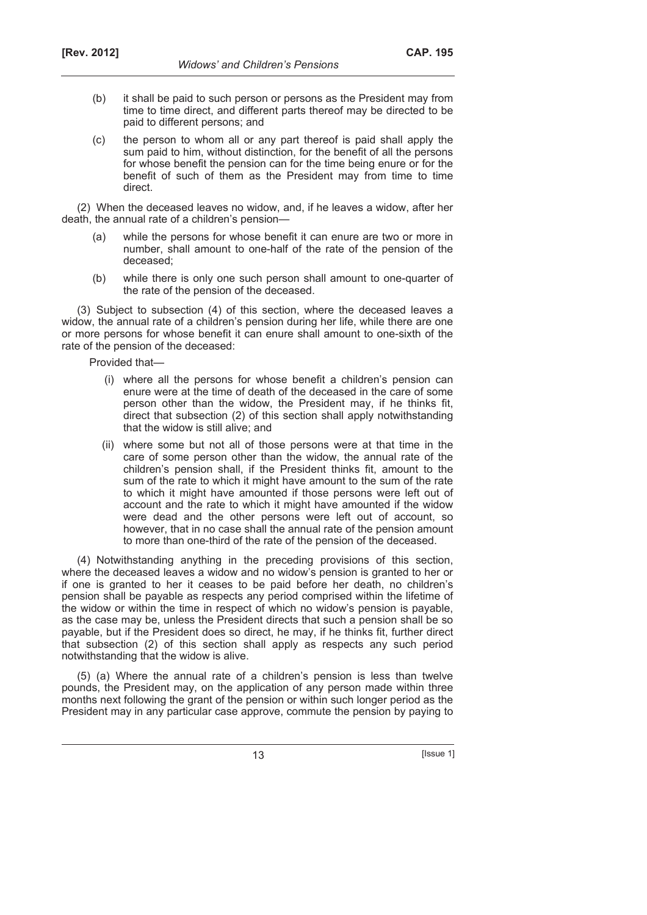(b) it shall be paid to such person or persons as the President may from time to time direct, and different parts thereof may be directed to be paid to different persons; and

(c) the person to whom all or any part thereof is paid shall apply the sum paid to him, without distinction, for the benefit of all the persons for whose benefit the pension can for the time being enure or for the benefit of such of them as the President may from time to time direct.

(2) When the deceased leaves no widow, and, if he leaves a widow, after her death, the annual rate of a children's pension—

(a) while the persons for whose benefit it can enure are two or more in number, shall amount to one-half of the rate of the pension of the deceased;

(b) while there is only one such person shall amount to one-quarter of the rate of the pension of the deceased.

(3) Subject to subsection (4) of this section, where the deceased leaves a widow, the annual rate of a children's pension during her life, while there are one or more persons for whose benefit it can enure shall amount to one-sixth of the rate of the pension of the deceased:

Provided that—

(i) where all the persons for whose benefit a children's pension can enure were at the time of death of the deceased in the care of some person other than the widow, the President may, if he thinks fit, direct that subsection (2) of this section shall apply notwithstanding that the widow is still alive; and

(ii) where some but not all of those persons were at that time in the care of some person other than the widow, the annual rate of the children's pension shall, if the President thinks fit, amount to the sum of the rate to which it might have amount to the sum of the rate to which it might have amounted if those persons were left out of account and the rate to which it might have amounted if the widow were dead and the other persons were left out of account, so however, that in no case shall the annual rate of the pension amount to more than one-third of the rate of the pension of the deceased.

(4) Notwithstanding anything in the preceding provisions of this section, where the deceased leaves a widow and no widow's pension is granted to her or if one is granted to her it ceases to be paid before her death, no children's pension shall be payable as respects any period comprised within the lifetime of the widow or within the time in respect of which no widow's pension is payable, as the case may be, unless the President directs that such a pension shall be so payable, but if the President does so direct, he may, if he thinks fit, further direct that subsection (2) of this section shall apply as respects any such period notwithstanding that the widow is alive.

(5) (a) Where the annual rate of a children's pension is less than twelve pounds, the President may, on the application of any person made within three months next following the grant of the pension or within such longer period as the President may in any particular case approve, commute the pension by paying to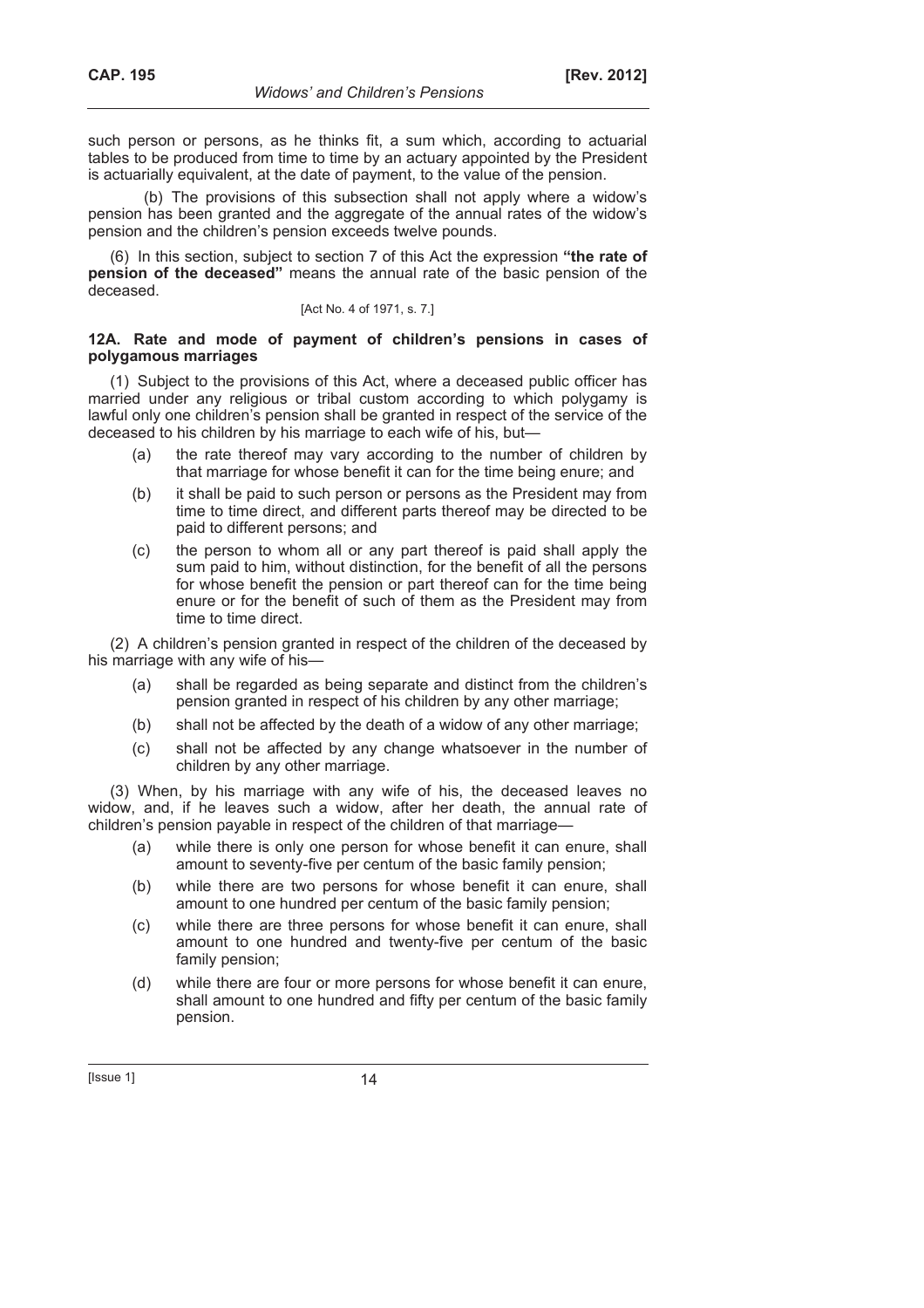such person or persons, as he thinks fit, a sum which, according to actuarial tables to be produced from time to time by an actuary appointed by the President is actuarially equivalent, at the date of payment, to the value of the pension.

(b) The provisions of this subsection shall not apply where a widow's pension has been granted and the aggregate of the annual rates of the widow's pension and the children's pension exceeds twelve pounds.

(6) In this section, subject to section 7 of this Act the expression **"the rate of pension of the deceased"** means the annual rate of the basic pension of the deceased.

[Act No. 4 of 1971, s. 7.]

**12A. Rate and mode of payment of children's pensions in cases of polygamous marriages**

(1) Subject to the provisions of this Act, where a deceased public officer has married under any religious or tribal custom according to which polygamy is lawful only one children's pension shall be granted in respect of the service of the deceased to his children by his marriage to each wife of his, but—

- (a) the rate thereof may vary according to the number of children by that marriage for whose benefit it can for the time being enure; and
- (b) it shall be paid to such person or persons as the President may from time to time direct, and different parts thereof may be directed to be paid to different persons; and
- (c) the person to whom all or any part thereof is paid shall apply the sum paid to him, without distinction, for the benefit of all the persons for whose benefit the pension or part thereof can for the time being enure or for the benefit of such of them as the President may from time to time direct.

(2) A children's pension granted in respect of the children of the deceased by his marriage with any wife of his—

- (a) shall be regarded as being separate and distinct from the children's pension granted in respect of his children by any other marriage;
- (b) shall not be affected by the death of a widow of any other marriage;
- (c) shall not be affected by any change whatsoever in the number of children by any other marriage.

(3) When, by his marriage with any wife of his, the deceased leaves no widow, and, if he leaves such a widow, after her death, the annual rate of children's pension payable in respect of the children of that marriage—

- (a) while there is only one person for whose benefit it can enure, shall amount to seventy-five per centum of the basic family pension;
- (b) while there are two persons for whose benefit it can enure, shall amount to one hundred per centum of the basic family pension;
- (c) while there are three persons for whose benefit it can enure, shall amount to one hundred and twenty-five per centum of the basic family pension;
- (d) while there are four or more persons for whose benefit it can enure, shall amount to one hundred and fifty per centum of the basic family pension.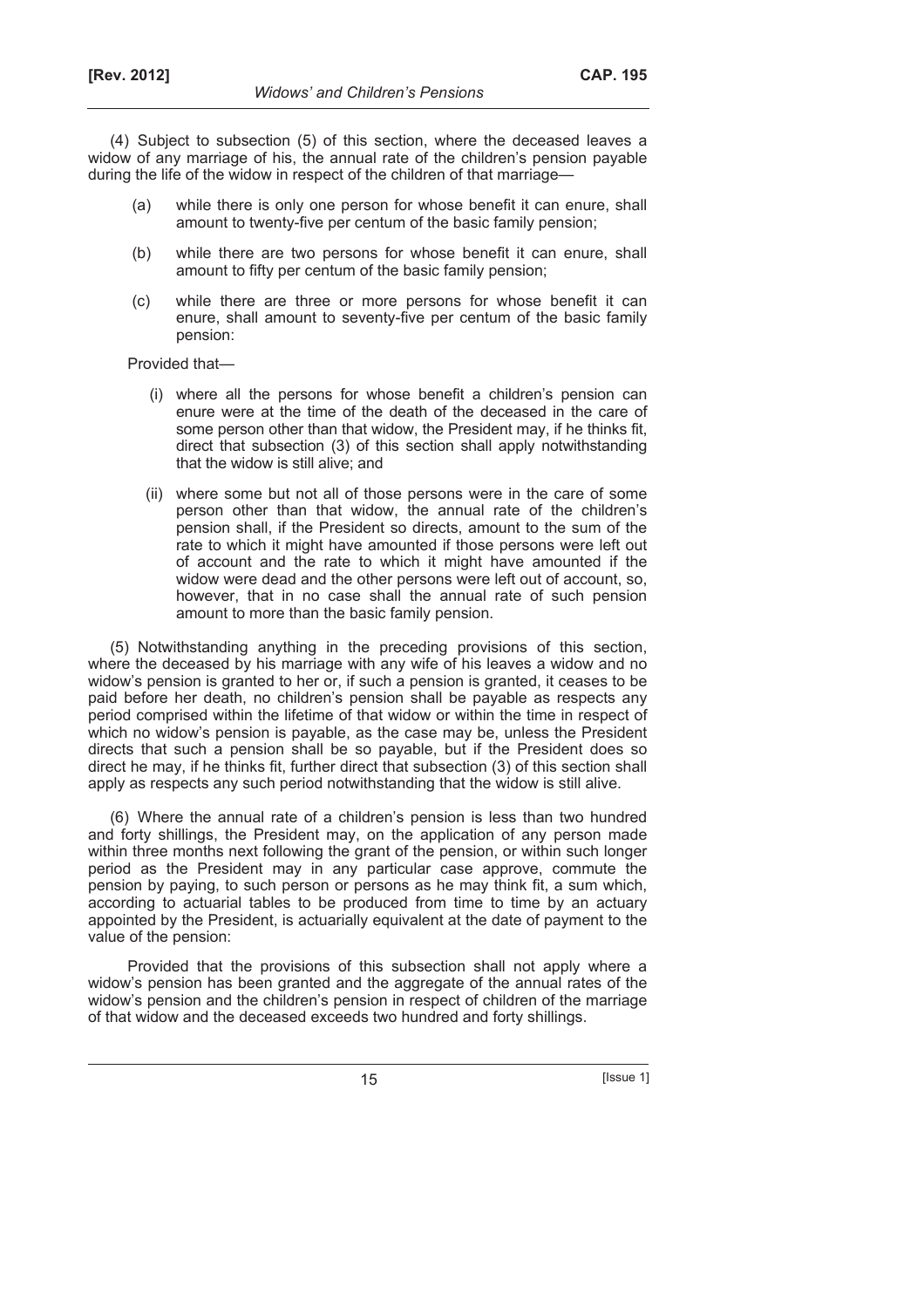(4) Subject to subsection (5) of this section, where the deceased leaves a widow of any marriage of his, the annual rate of the children's pension payable during the life of the widow in respect of the children of that marriage—

(a) while there is only one person for whose benefit it can enure, shall amount to twenty-five per centum of the basic family pension;

(b) while there are two persons for whose benefit it can enure, shall amount to fifty per centum of the basic family pension;

(c) while there are three or more persons for whose benefit it can enure, shall amount to seventy-five per centum of the basic family pension:

Provided that—

(i) where all the persons for whose benefit a children's pension can enure were at the time of the death of the deceased in the care of some person other than that widow, the President may, if he thinks fit, direct that subsection (3) of this section shall apply notwithstanding that the widow is still alive; and

(ii) where some but not all of those persons were in the care of some person other than that widow, the annual rate of the children's pension shall, if the President so directs, amount to the sum of the rate to which it might have amounted if those persons were left out of account and the rate to which it might have amounted if the widow were dead and the other persons were left out of account, so, however, that in no case shall the annual rate of such pension amount to more than the basic family pension.

(5) Notwithstanding anything in the preceding provisions of this section, where the deceased by his marriage with any wife of his leaves a widow and no widow's pension is granted to her or, if such a pension is granted, it ceases to be paid before her death, no children's pension shall be payable as respects any period comprised within the lifetime of that widow or within the time in respect of which no widow's pension is payable, as the case may be, unless the President directs that such a pension shall be so payable, but if the President does so direct he may, if he thinks fit, further direct that subsection (3) of this section shall apply as respects any such period notwithstanding that the widow is still alive.

(6) Where the annual rate of a children's pension is less than two hundred and forty shillings, the President may, on the application of any person made within three months next following the grant of the pension, or within such longer period as the President may in any particular case approve, commute the pension by paying, to such person or persons as he may think fit, a sum which, according to actuarial tables to be produced from time to time by an actuary appointed by the President, is actuarially equivalent at the date of payment to the value of the pension:

Provided that the provisions of this subsection shall not apply where a widow's pension has been granted and the aggregate of the annual rates of the widow's pension and the children's pension in respect of children of the marriage of that widow and the deceased exceeds two hundred and forty shillings.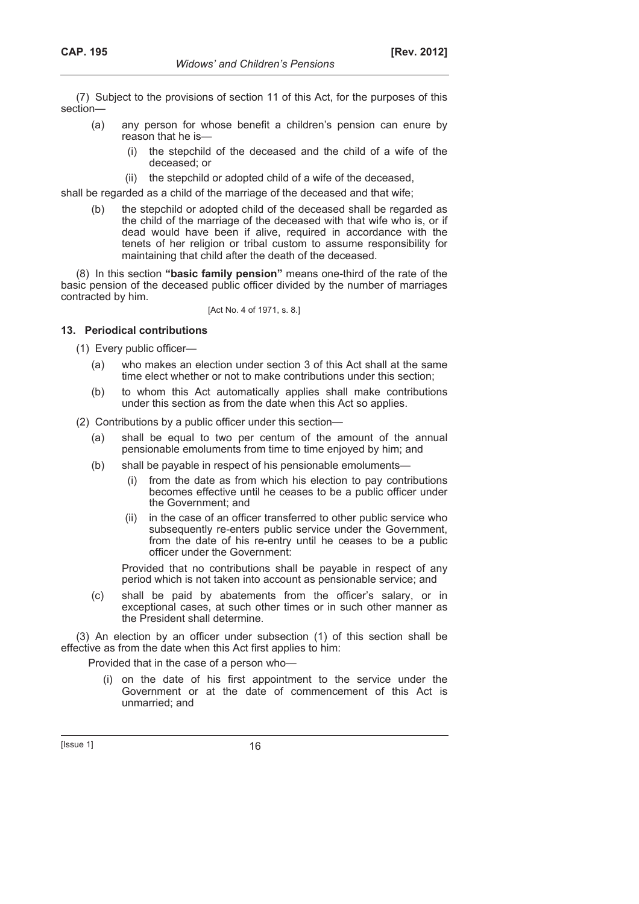(7) Subject to the provisions of section 11 of this Act, for the purposes of this section—

- (a) any person for whose benefit a children's pension can enure by reason that he is—
  - (i) the stepchild of the deceased and the child of a wife of the deceased; or
  - (ii) the stepchild or adopted child of a wife of the deceased,

shall be regarded as a child of the marriage of the deceased and that wife;

- (b) the stepchild or adopted child of the deceased shall be regarded as the child of the marriage of the deceased with that wife who is, or if dead would have been if alive, required in accordance with the tenets of her religion or tribal custom to assume responsibility for maintaining that child after the death of the deceased.

(8) In this section **"basic family pension"** means one-third of the rate of the basic pension of the deceased public officer divided by the number of marriages contracted by him.

[Act No. 4 of 1971, s. 8.]

### 13. Periodical contributions

(1) Every public officer—

- (a) who makes an election under section 3 of this Act shall at the same time elect whether or not to make contributions under this section;
- (b) to whom this Act automatically applies shall make contributions under this section as from the date when this Act so applies.

(2) Contributions by a public officer under this section—

- (a) shall be equal to two per centum of the amount of the annual pensionable emoluments from time to time enjoyed by him; and
- (b) shall be payable in respect of his pensionable emoluments—
  - (i) from the date as from which his election to pay contributions becomes effective until he ceases to be a public officer under the Government; and
  - (ii) in the case of an officer transferred to other public service who subsequently re-enters public service under the Government, from the date of his re-entry until he ceases to be a public officer under the Government:

  Provided that no contributions shall be payable in respect of any period which is not taken into account as pensionable service; and
- (c) shall be paid by abatements from the officer's salary, or in exceptional cases, at such other times or in such other manner as the President shall determine.

(3) An election by an officer under subsection (1) of this section shall be effective as from the date when this Act first applies to him:

Provided that in the case of a person who—

- (i) on the date of his first appointment to the service under the Government or at the date of commencement of this Act is unmarried; and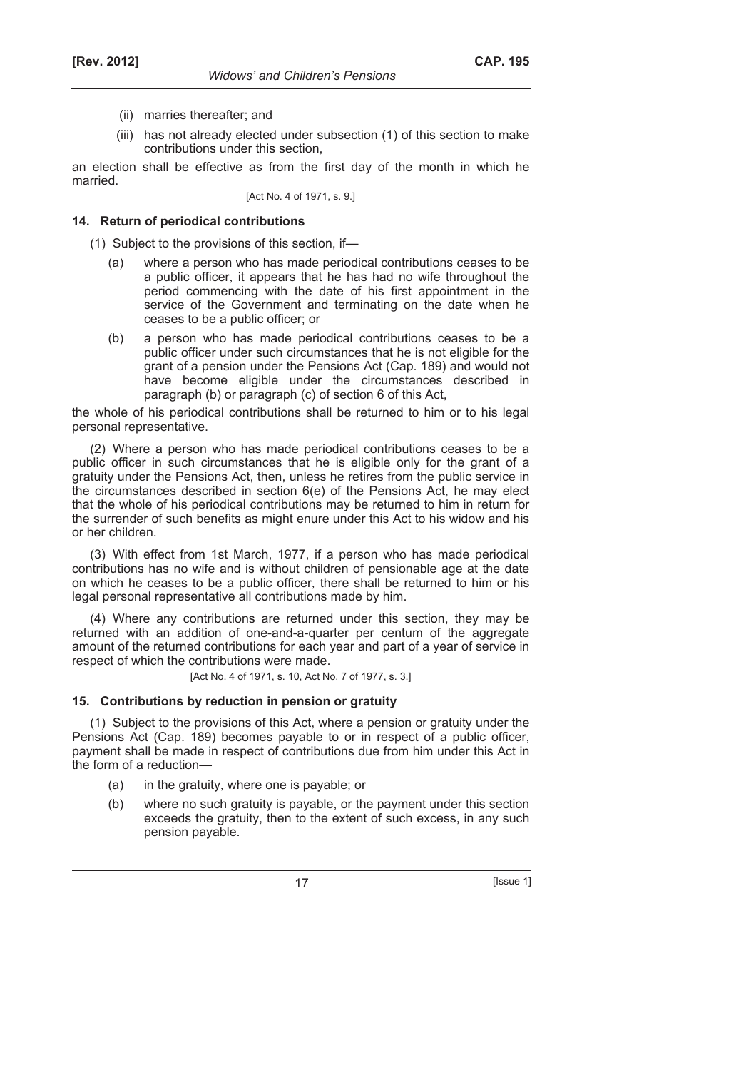(ii) marries thereafter; and

(iii) has not already elected under subsection (1) of this section to make contributions under this section,

an election shall be effective as from the first day of the month in which he married.

[Act No. 4 of 1971, s. 9.]

### 14. Return of periodical contributions

(1) Subject to the provisions of this section, if—

(a) where a person who has made periodical contributions ceases to be a public officer, it appears that he has had no wife throughout the period commencing with the date of his first appointment in the service of the Government and terminating on the date when he ceases to be a public officer; or

(b) a person who has made periodical contributions ceases to be a public officer under such circumstances that he is not eligible for the grant of a pension under the Pensions Act (Cap. 189) and would not have become eligible under the circumstances described in paragraph (b) or paragraph (c) of section 6 of this Act,

the whole of his periodical contributions shall be returned to him or to his legal personal representative.

(2) Where a person who has made periodical contributions ceases to be a public officer in such circumstances that he is eligible only for the grant of a gratuity under the Pensions Act, then, unless he retires from the public service in the circumstances described in section 6(e) of the Pensions Act, he may elect that the whole of his periodical contributions may be returned to him in return for the surrender of such benefits as might enure under this Act to his widow and his or her children.

(3) With effect from 1st March, 1977, if a person who has made periodical contributions has no wife and is without children of pensionable age at the date on which he ceases to be a public officer, there shall be returned to him or his legal personal representative all contributions made by him.

(4) Where any contributions are returned under this section, they may be returned with an addition of one-and-a-quarter per centum of the aggregate amount of the returned contributions for each year and part of a year of service in respect of which the contributions were made.

[Act No. 4 of 1971, s. 10, Act No. 7 of 1977, s. 3.]

### 15. Contributions by reduction in pension or gratuity

(1) Subject to the provisions of this Act, where a pension or gratuity under the Pensions Act (Cap. 189) becomes payable to or in respect of a public officer, payment shall be made in respect of contributions due from him under this Act in the form of a reduction—

(a) in the gratuity, where one is payable; or

(b) where no such gratuity is payable, or the payment under this section exceeds the gratuity, then to the extent of such excess, in any such pension payable.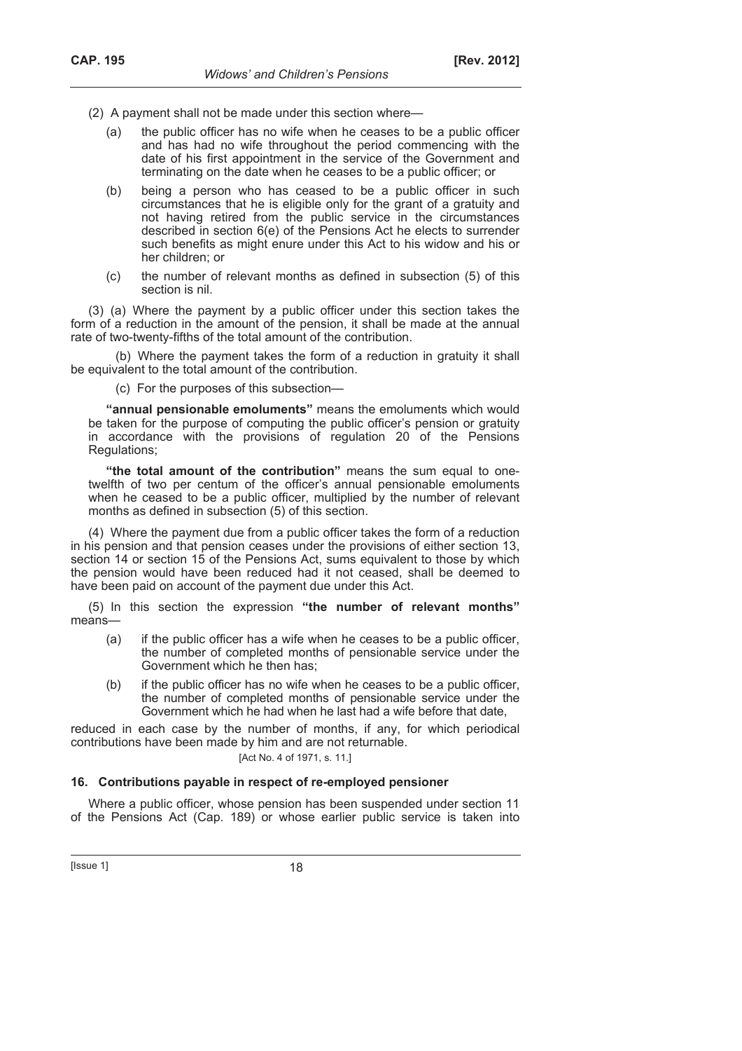(2) A payment shall not be made under this section where—

(a) the public officer has no wife when he ceases to be a public officer and has had no wife throughout the period commencing with the date of his first appointment in the service of the Government and terminating on the date when he ceases to be a public officer; or

(b) being a person who has ceased to be a public officer in such circumstances that he is eligible only for the grant of a gratuity and not having retired from the public service in the circumstances described in section 6(e) of the Pensions Act he elects to surrender such benefits as might enure under this Act to his widow and his or her children; or

(c) the number of relevant months as defined in subsection (5) of this section is nil.

(3) (a) Where the payment by a public officer under this section takes the form of a reduction in the amount of the pension, it shall be made at the annual rate of two-twenty-fifths of the total amount of the contribution.

(b) Where the payment takes the form of a reduction in gratuity it shall be equivalent to the total amount of the contribution.

(c) For the purposes of this subsection—

**"annual pensionable emoluments"** means the emoluments which would be taken for the purpose of computing the public officer's pension or gratuity in accordance with the provisions of regulation 20 of the Pensions Regulations;

**"the total amount of the contribution"** means the sum equal to one-twelfth of two per centum of the officer's annual pensionable emoluments when he ceased to be a public officer, multiplied by the number of relevant months as defined in subsection (5) of this section.

(4) Where the payment due from a public officer takes the form of a reduction in his pension and that pension ceases under the provisions of either section 13, section 14 or section 15 of the Pensions Act, sums equivalent to those by which the pension would have been reduced had it not ceased, shall be deemed to have been paid on account of the payment due under this Act.

(5) In this section the expression **"the number of relevant months"** means—

(a) if the public officer has a wife when he ceases to be a public officer, the number of completed months of pensionable service under the Government which he then has;

(b) if the public officer has no wife when he ceases to be a public officer, the number of completed months of pensionable service under the Government which he had when he last had a wife before that date,

reduced in each case by the number of months, if any, for which periodical contributions have been made by him and are not returnable.

[Act No. 4 of 1971, s. 11.]

### 16. Contributions payable in respect of re-employed pensioner

Where a public officer, whose pension has been suspended under section 11 of the Pensions Act (Cap. 189) or whose earlier public service is taken into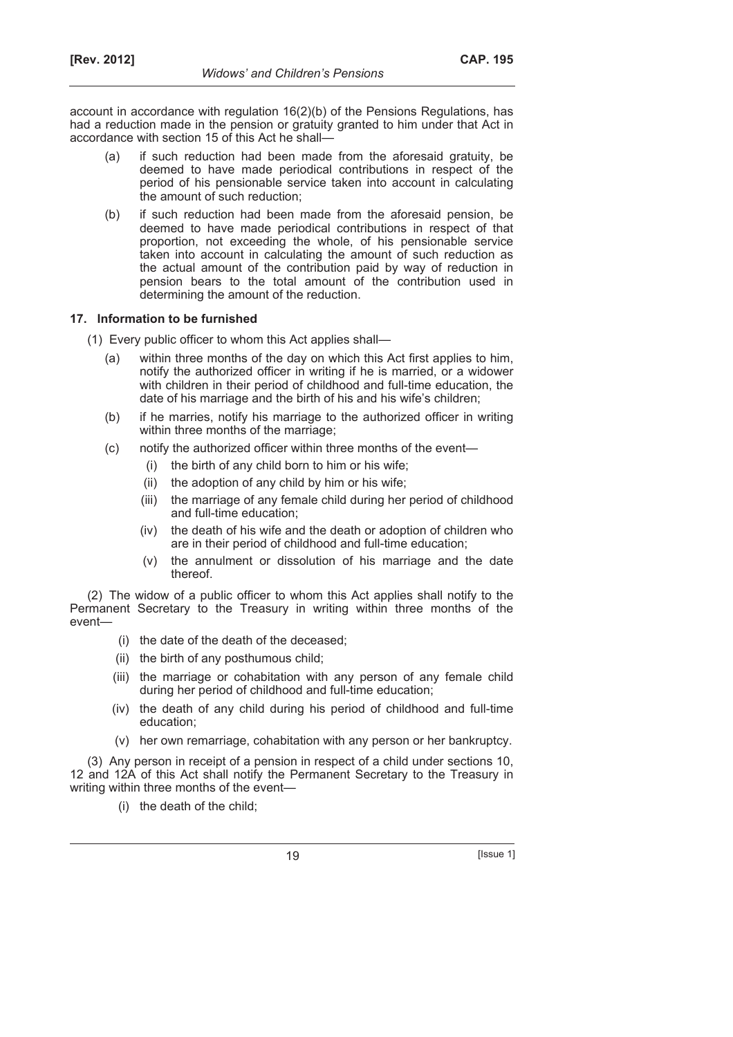account in accordance with regulation 16(2)(b) of the Pensions Regulations, has had a reduction made in the pension or gratuity granted to him under that Act in accordance with section 15 of this Act he shall—

(a) if such reduction had been made from the aforesaid gratuity, be deemed to have made periodical contributions in respect of the period of his pensionable service taken into account in calculating the amount of such reduction;

(b) if such reduction had been made from the aforesaid pension, be deemed to have made periodical contributions in respect of that proportion, not exceeding the whole, of his pensionable service taken into account in calculating the amount of such reduction as the actual amount of the contribution paid by way of reduction in pension bears to the total amount of the contribution used in determining the amount of the reduction.

### 17. Information to be furnished

(1) Every public officer to whom this Act applies shall—

(a) within three months of the day on which this Act first applies to him, notify the authorized officer in writing if he is married, or a widower with children in their period of childhood and full-time education, the date of his marriage and the birth of his and his wife's children;

(b) if he marries, notify his marriage to the authorized officer in writing within three months of the marriage;

(c) notify the authorized officer within three months of the event—

  (i) the birth of any child born to him or his wife;

  (ii) the adoption of any child by him or his wife;

  (iii) the marriage of any female child during her period of childhood and full-time education;

  (iv) the death of his wife and the death or adoption of children who are in their period of childhood and full-time education;

  (v) the annulment or dissolution of his marriage and the date thereof.

(2) The widow of a public officer to whom this Act applies shall notify to the Permanent Secretary to the Treasury in writing within three months of the event—

  (i) the date of the death of the deceased;

  (ii) the birth of any posthumous child;

  (iii) the marriage or cohabitation with any person of any female child during her period of childhood and full-time education;

  (iv) the death of any child during his period of childhood and full-time education;

  (v) her own remarriage, cohabitation with any person or her bankruptcy.

(3) Any person in receipt of a pension in respect of a child under sections 10, 12 and 12A of this Act shall notify the Permanent Secretary to the Treasury in writing within three months of the event—

  (i) the death of the child;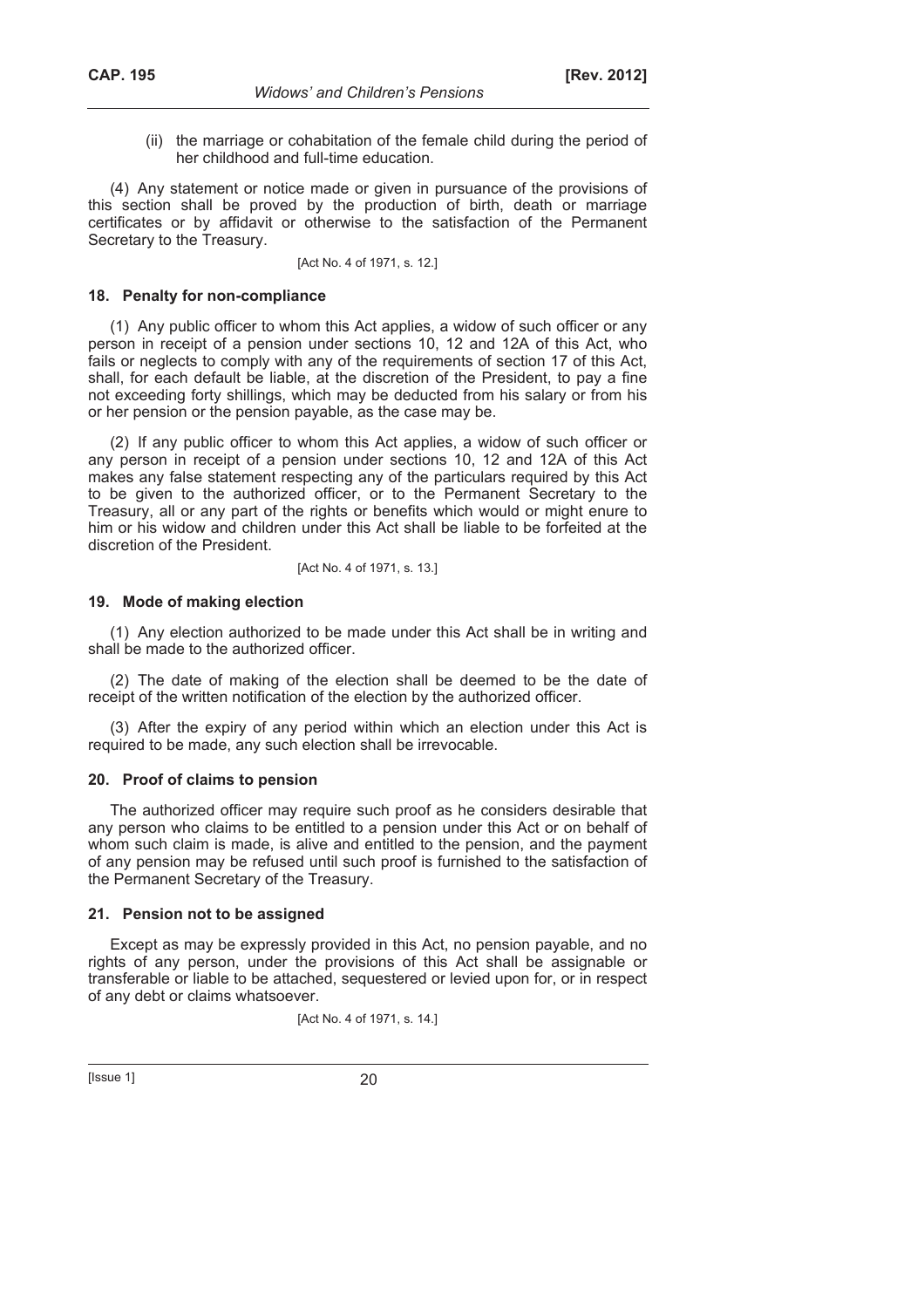(ii) the marriage or cohabitation of the female child during the period of her childhood and full-time education.

(4) Any statement or notice made or given in pursuance of the provisions of this section shall be proved by the production of birth, death or marriage certificates or by affidavit or otherwise to the satisfaction of the Permanent Secretary to the Treasury.

[Act No. 4 of 1971, s. 12.]

### 18. Penalty for non-compliance

(1) Any public officer to whom this Act applies, a widow of such officer or any person in receipt of a pension under sections 10, 12 and 12A of this Act, who fails or neglects to comply with any of the requirements of section 17 of this Act, shall, for each default be liable, at the discretion of the President, to pay a fine not exceeding forty shillings, which may be deducted from his salary or from his or her pension or the pension payable, as the case may be.

(2) If any public officer to whom this Act applies, a widow of such officer or any person in receipt of a pension under sections 10, 12 and 12A of this Act makes any false statement respecting any of the particulars required by this Act to be given to the authorized officer, or to the Permanent Secretary to the Treasury, all or any part of the rights or benefits which would or might enure to him or his widow and children under this Act shall be liable to be forfeited at the discretion of the President.

[Act No. 4 of 1971, s. 13.]

### 19. Mode of making election

(1) Any election authorized to be made under this Act shall be in writing and shall be made to the authorized officer.

(2) The date of making of the election shall be deemed to be the date of receipt of the written notification of the election by the authorized officer.

(3) After the expiry of any period within which an election under this Act is required to be made, any such election shall be irrevocable.

### 20. Proof of claims to pension

The authorized officer may require such proof as he considers desirable that any person who claims to be entitled to a pension under this Act or on behalf of whom such claim is made, is alive and entitled to the pension, and the payment of any pension may be refused until such proof is furnished to the satisfaction of the Permanent Secretary of the Treasury.

### 21. Pension not to be assigned

Except as may be expressly provided in this Act, no pension payable, and no rights of any person, under the provisions of this Act shall be assignable or transferable or liable to be attached, sequestered or levied upon for, or in respect of any debt or claims whatsoever.

[Act No. 4 of 1971, s. 14.]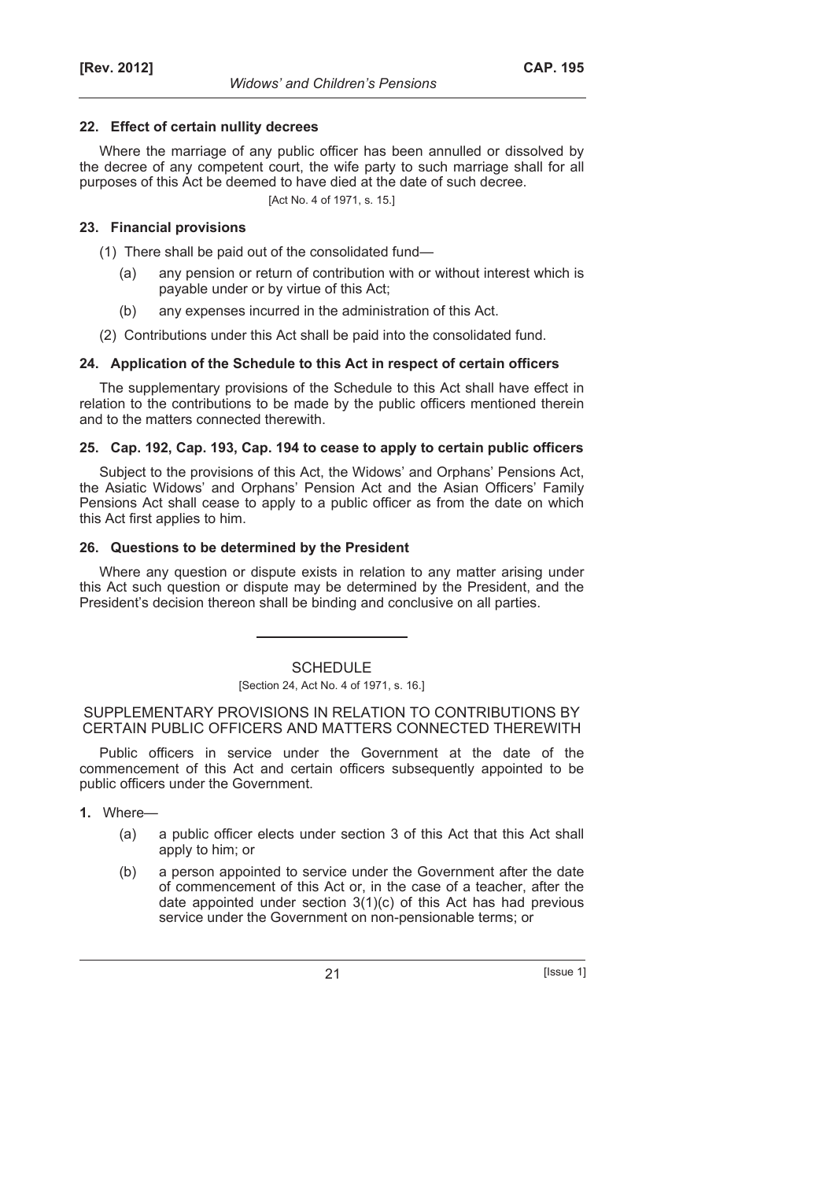### 22. Effect of certain nullity decrees

Where the marriage of any public officer has been annulled or dissolved by the decree of any competent court, the wife party to such marriage shall for all purposes of this Act be deemed to have died at the date of such decree.

[Act No. 4 of 1971, s. 15.]

### 23. Financial provisions

(1) There shall be paid out of the consolidated fund—

(a) any pension or return of contribution with or without interest which is payable under or by virtue of this Act;

(b) any expenses incurred in the administration of this Act.

(2) Contributions under this Act shall be paid into the consolidated fund.

### 24. Application of the Schedule to this Act in respect of certain officers

The supplementary provisions of the Schedule to this Act shall have effect in relation to the contributions to be made by the public officers mentioned therein and to the matters connected therewith.

### 25. Cap. 192, Cap. 193, Cap. 194 to cease to apply to certain public officers

Subject to the provisions of this Act, the Widows' and Orphans' Pensions Act, the Asiatic Widows' and Orphans' Pension Act and the Asian Officers' Family Pensions Act shall cease to apply to a public officer as from the date on which this Act first applies to him.

### 26. Questions to be determined by the President

Where any question or dispute exists in relation to any matter arising under this Act such question or dispute may be determined by the President, and the President's decision thereon shall be binding and conclusive on all parties.

---

## SCHEDULE

[Section 24, Act No. 4 of 1971, s. 16.]

SUPPLEMENTARY PROVISIONS IN RELATION TO CONTRIBUTIONS BY CERTAIN PUBLIC OFFICERS AND MATTERS CONNECTED THEREWITH

Public officers in service under the Government at the date of the commencement of this Act and certain officers subsequently appointed to be public officers under the Government.

**1.** Where—

(a) a public officer elects under section 3 of this Act that this Act shall apply to him; or

(b) a person appointed to service under the Government after the date of commencement of this Act or, in the case of a teacher, after the date appointed under section 3(1)(c) of this Act has had previous service under the Government on non-pensionable terms; or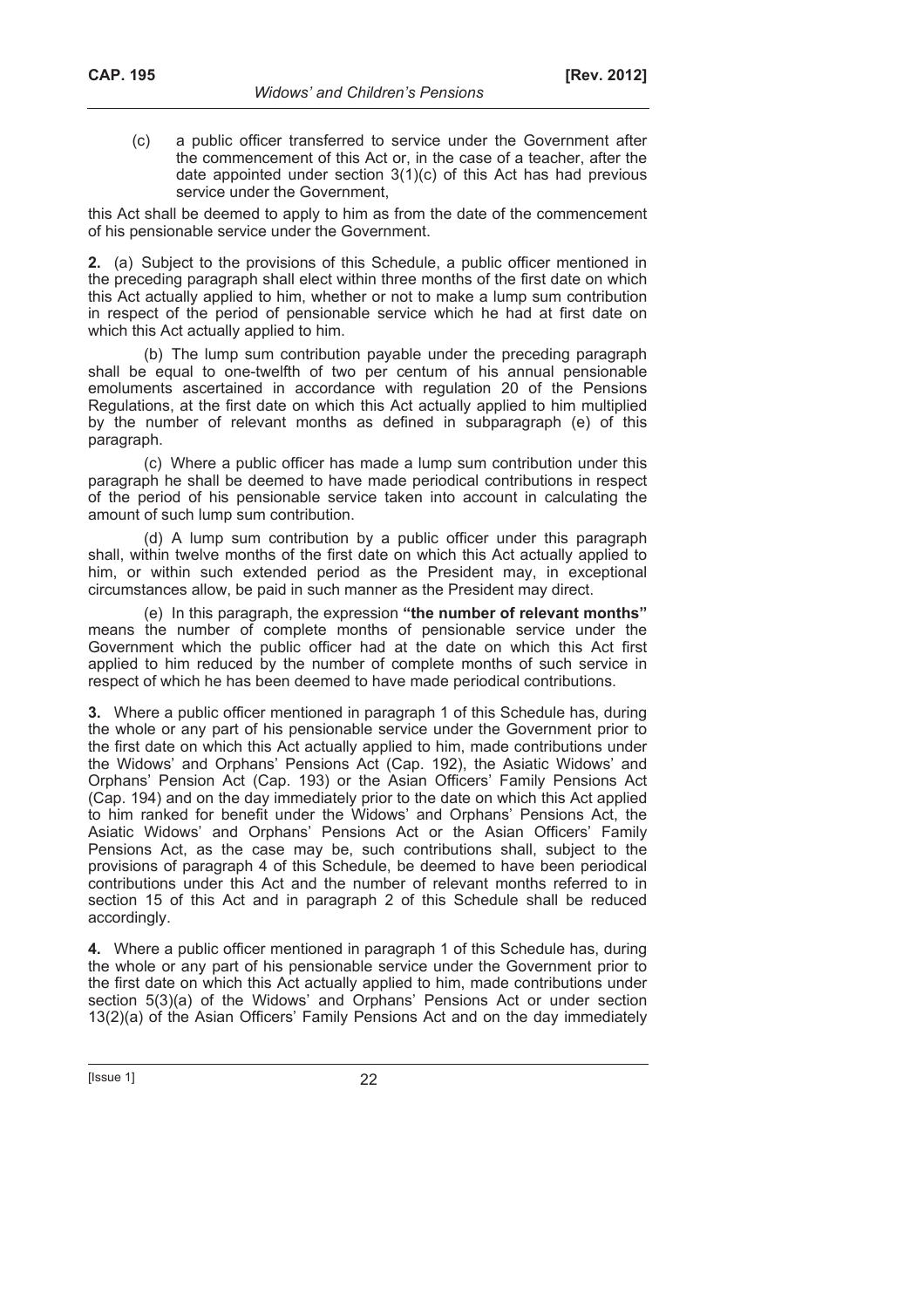(c) a public officer transferred to service under the Government after the commencement of this Act or, in the case of a teacher, after the date appointed under section 3(1)(c) of this Act has had previous service under the Government,

this Act shall be deemed to apply to him as from the date of the commencement of his pensionable service under the Government.

**2.** (a) Subject to the provisions of this Schedule, a public officer mentioned in the preceding paragraph shall elect within three months of the first date on which this Act actually applied to him, whether or not to make a lump sum contribution in respect of the period of pensionable service which he had at first date on which this Act actually applied to him.

(b) The lump sum contribution payable under the preceding paragraph shall be equal to one-twelfth of two per centum of his annual pensionable emoluments ascertained in accordance with regulation 20 of the Pensions Regulations, at the first date on which this Act actually applied to him multiplied by the number of relevant months as defined in subparagraph (e) of this paragraph.

(c) Where a public officer has made a lump sum contribution under this paragraph he shall be deemed to have made periodical contributions in respect of the period of his pensionable service taken into account in calculating the amount of such lump sum contribution.

(d) A lump sum contribution by a public officer under this paragraph shall, within twelve months of the first date on which this Act actually applied to him, or within such extended period as the President may, in exceptional circumstances allow, be paid in such manner as the President may direct.

(e) In this paragraph, the expression **"the number of relevant months"** means the number of complete months of pensionable service under the Government which the public officer had at the date on which this Act first applied to him reduced by the number of complete months of such service in respect of which he has been deemed to have made periodical contributions.

**3.** Where a public officer mentioned in paragraph 1 of this Schedule has, during the whole or any part of his pensionable service under the Government prior to the first date on which this Act actually applied to him, made contributions under the Widows' and Orphans' Pensions Act (Cap. 192), the Asiatic Widows' and Orphans' Pension Act (Cap. 193) or the Asian Officers' Family Pensions Act (Cap. 194) and on the day immediately prior to the date on which this Act applied to him ranked for benefit under the Widows' and Orphans' Pensions Act, the Asiatic Widows' and Orphans' Pensions Act or the Asian Officers' Family Pensions Act, as the case may be, such contributions shall, subject to the provisions of paragraph 4 of this Schedule, be deemed to have been periodical contributions under this Act and the number of relevant months referred to in section 15 of this Act and in paragraph 2 of this Schedule shall be reduced accordingly.

**4.** Where a public officer mentioned in paragraph 1 of this Schedule has, during the whole or any part of his pensionable service under the Government prior to the first date on which this Act actually applied to him, made contributions under section 5(3)(a) of the Widows' and Orphans' Pensions Act or under section 13(2)(a) of the Asian Officers' Family Pensions Act and on the day immediately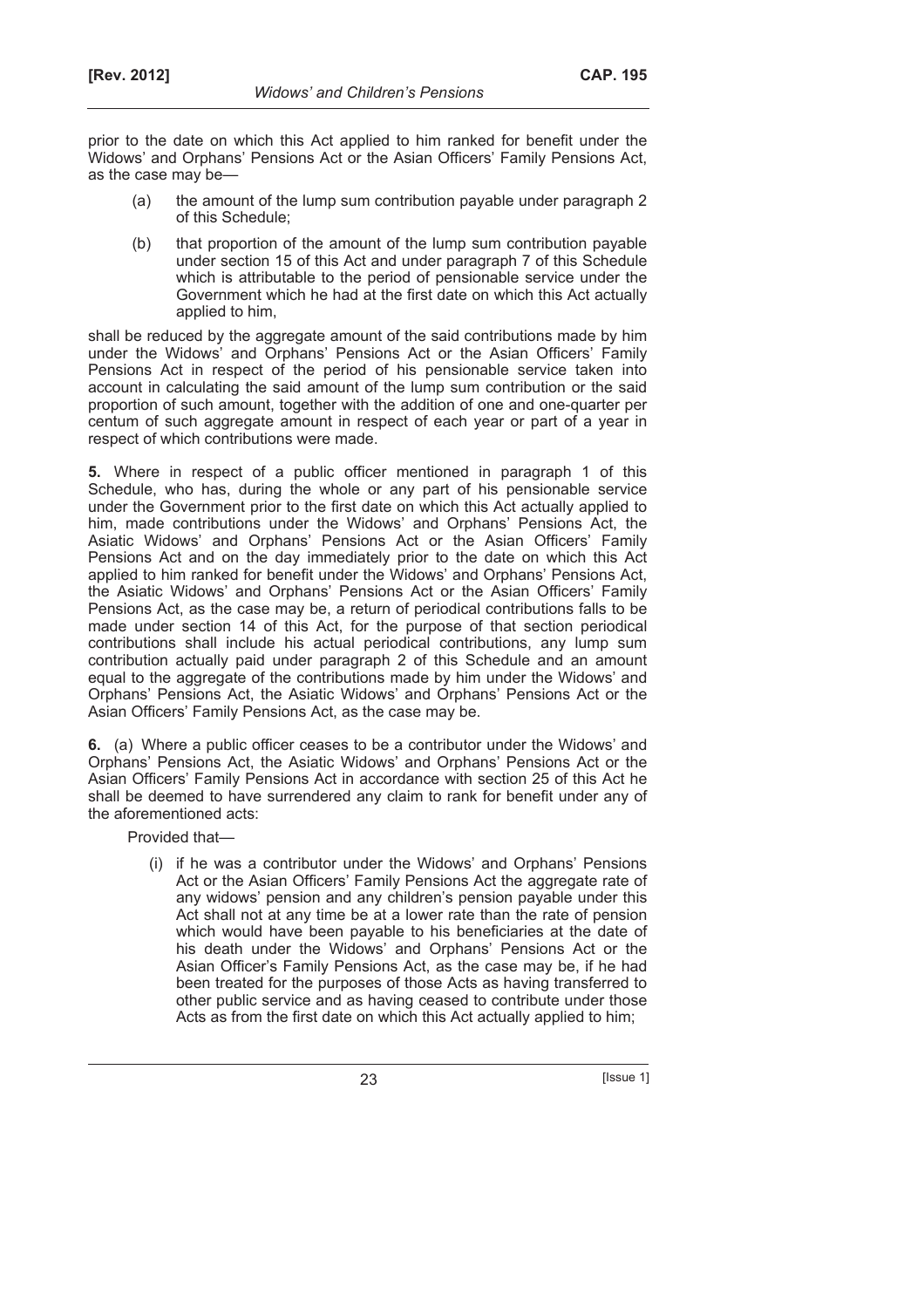prior to the date on which this Act applied to him ranked for benefit under the Widows' and Orphans' Pensions Act or the Asian Officers' Family Pensions Act, as the case may be—

(a) the amount of the lump sum contribution payable under paragraph 2 of this Schedule;

(b) that proportion of the amount of the lump sum contribution payable under section 15 of this Act and under paragraph 7 of this Schedule which is attributable to the period of pensionable service under the Government which he had at the first date on which this Act actually applied to him,

shall be reduced by the aggregate amount of the said contributions made by him under the Widows' and Orphans' Pensions Act or the Asian Officers' Family Pensions Act in respect of the period of his pensionable service taken into account in calculating the said amount of the lump sum contribution or the said proportion of such amount, together with the addition of one and one-quarter per centum of such aggregate amount in respect of each year or part of a year in respect of which contributions were made.

**5.** Where in respect of a public officer mentioned in paragraph 1 of this Schedule, who has, during the whole or any part of his pensionable service under the Government prior to the first date on which this Act actually applied to him, made contributions under the Widows' and Orphans' Pensions Act, the Asiatic Widows' and Orphans' Pensions Act or the Asian Officers' Family Pensions Act and on the day immediately prior to the date on which this Act applied to him ranked for benefit under the Widows' and Orphans' Pensions Act, the Asiatic Widows' and Orphans' Pensions Act or the Asian Officers' Family Pensions Act, as the case may be, a return of periodical contributions falls to be made under section 14 of this Act, for the purpose of that section periodical contributions shall include his actual periodical contributions, any lump sum contribution actually paid under paragraph 2 of this Schedule and an amount equal to the aggregate of the contributions made by him under the Widows' and Orphans' Pensions Act, the Asiatic Widows' and Orphans' Pensions Act or the Asian Officers' Family Pensions Act, as the case may be.

**6.** (a) Where a public officer ceases to be a contributor under the Widows' and Orphans' Pensions Act, the Asiatic Widows' and Orphans' Pensions Act or the Asian Officers' Family Pensions Act in accordance with section 25 of this Act he shall be deemed to have surrendered any claim to rank for benefit under any of the aforementioned acts:

Provided that—

(i) if he was a contributor under the Widows' and Orphans' Pensions Act or the Asian Officers' Family Pensions Act the aggregate rate of any widows' pension and any children's pension payable under this Act shall not at any time be at a lower rate than the rate of pension which would have been payable to his beneficiaries at the date of his death under the Widows' and Orphans' Pensions Act or the Asian Officer's Family Pensions Act, as the case may be, if he had been treated for the purposes of those Acts as having transferred to other public service and as having ceased to contribute under those Acts as from the first date on which this Act actually applied to him;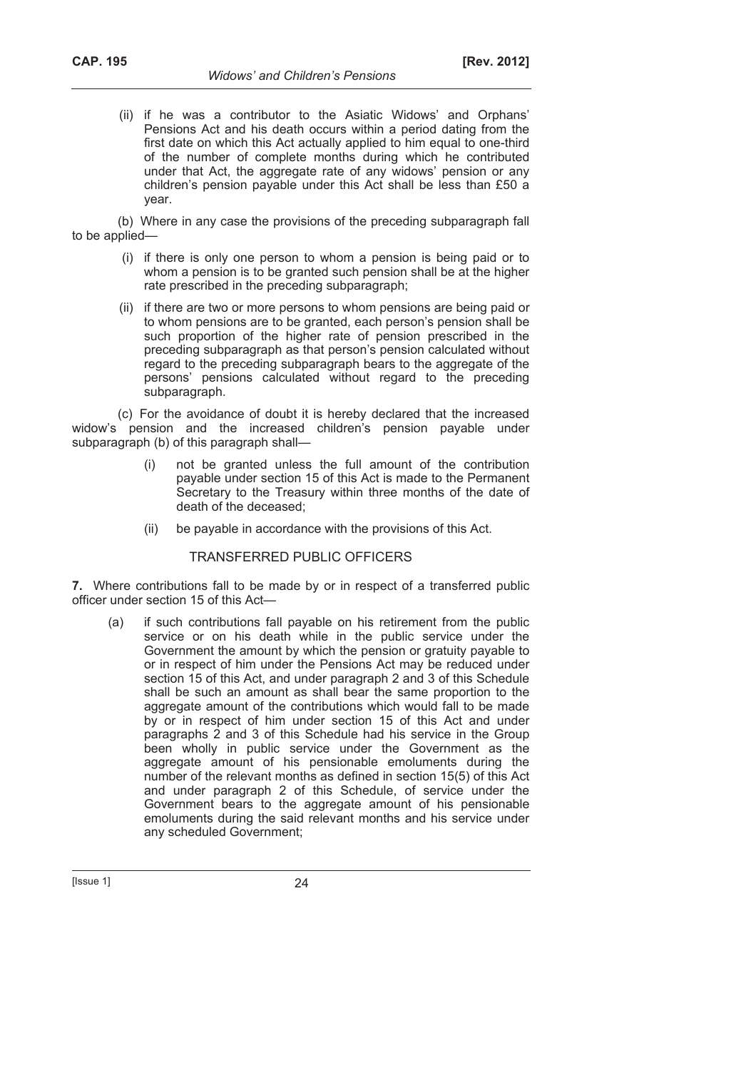(ii) if he was a contributor to the Asiatic Widows' and Orphans' Pensions Act and his death occurs within a period dating from the first date on which this Act actually applied to him equal to one-third of the number of complete months during which he contributed under that Act, the aggregate rate of any widows' pension or any children's pension payable under this Act shall be less than £50 a year.

(b) Where in any case the provisions of the preceding subparagraph fall to be applied—

(i) if there is only one person to whom a pension is being paid or to whom a pension is to be granted such pension shall be at the higher rate prescribed in the preceding subparagraph;

(ii) if there are two or more persons to whom pensions are being paid or to whom pensions are to be granted, each person's pension shall be such proportion of the higher rate of pension prescribed in the preceding subparagraph as that person's pension calculated without regard to the preceding subparagraph bears to the aggregate of the persons' pensions calculated without regard to the preceding subparagraph.

(c) For the avoidance of doubt it is hereby declared that the increased widow's pension and the increased children's pension payable under subparagraph (b) of this paragraph shall—

(i) not be granted unless the full amount of the contribution payable under section 15 of this Act is made to the Permanent Secretary to the Treasury within three months of the date of death of the deceased;

(ii) be payable in accordance with the provisions of this Act.

TRANSFERRED PUBLIC OFFICERS

**7.** Where contributions fall to be made by or in respect of a transferred public officer under section 15 of this Act—

(a) if such contributions fall payable on his retirement from the public service or on his death while in the public service under the Government the amount by which the pension or gratuity payable to or in respect of him under the Pensions Act may be reduced under section 15 of this Act, and under paragraph 2 and 3 of this Schedule shall be such an amount as shall bear the same proportion to the aggregate amount of the contributions which would fall to be made by or in respect of him under section 15 of this Act and under paragraphs 2 and 3 of this Schedule had his service in the Group been wholly in public service under the Government as the aggregate amount of his pensionable emoluments during the number of the relevant months as defined in section 15(5) of this Act and under paragraph 2 of this Schedule, of service under the Government bears to the aggregate amount of his pensionable emoluments during the said relevant months and his service under any scheduled Government;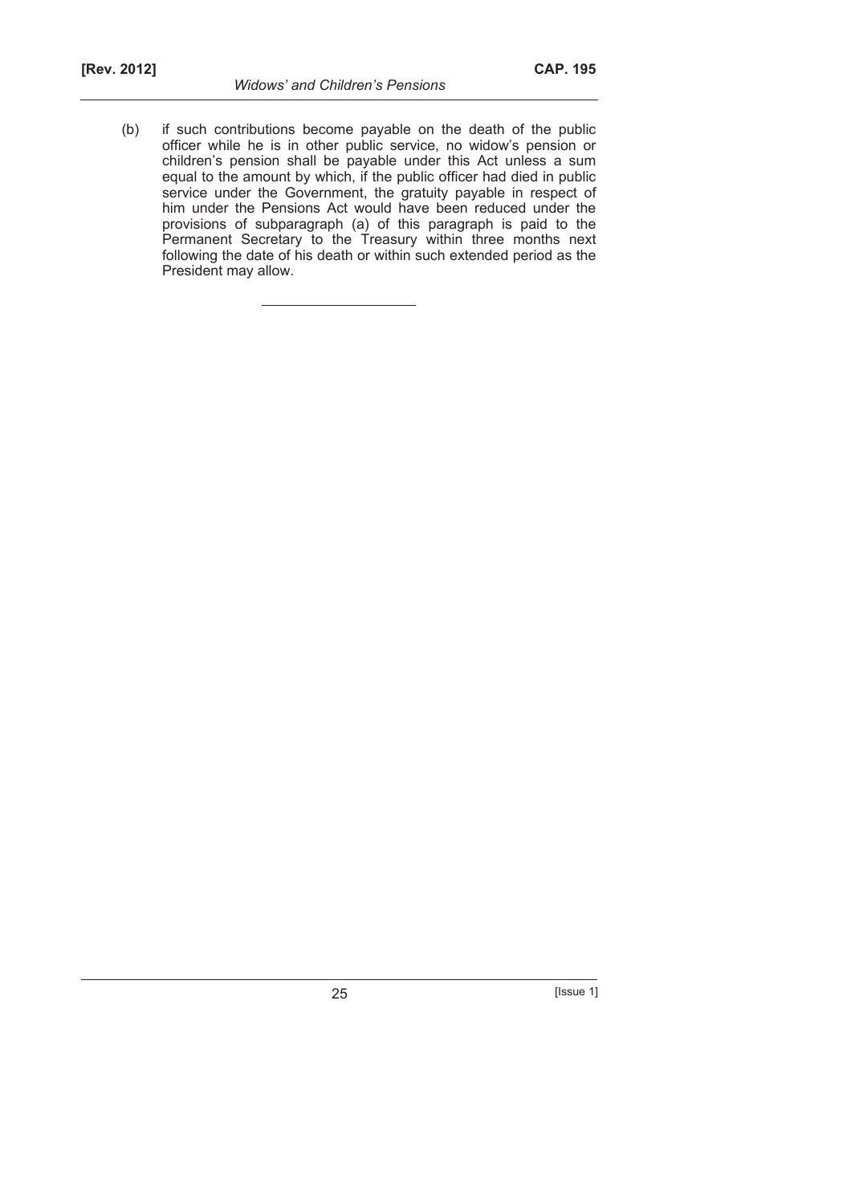(b) if such contributions become payable on the death of the public officer while he is in other public service, no widow's pension or children's pension shall be payable under this Act unless a sum equal to the amount by which, if the public officer had died in public service under the Government, the gratuity payable in respect of him under the Pensions Act would have been reduced under the provisions of subparagraph (a) of this paragraph is paid to the Permanent Secretary to the Treasury within three months next following the date of his death or within such extended period as the President may allow.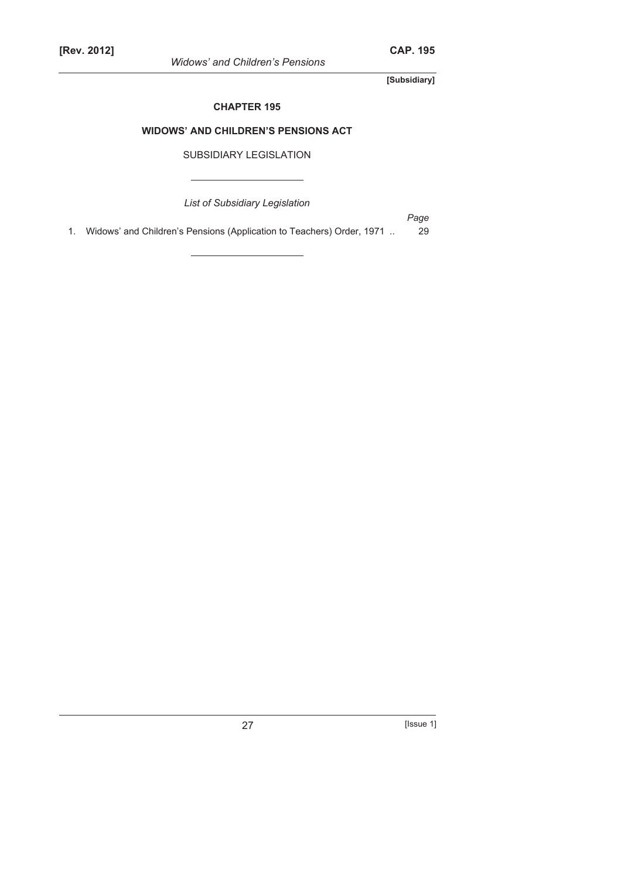**[Subsidiary]**

## CHAPTER 195

## WIDOWS' AND CHILDREN'S PENSIONS ACT

SUBSIDIARY LEGISLATION

*List of Subsidiary Legislation*

| | | *Page* |
|---|---|---|
| 1. | Widows' and Children's Pensions (Application to Teachers) Order, 1971 .. | 29 |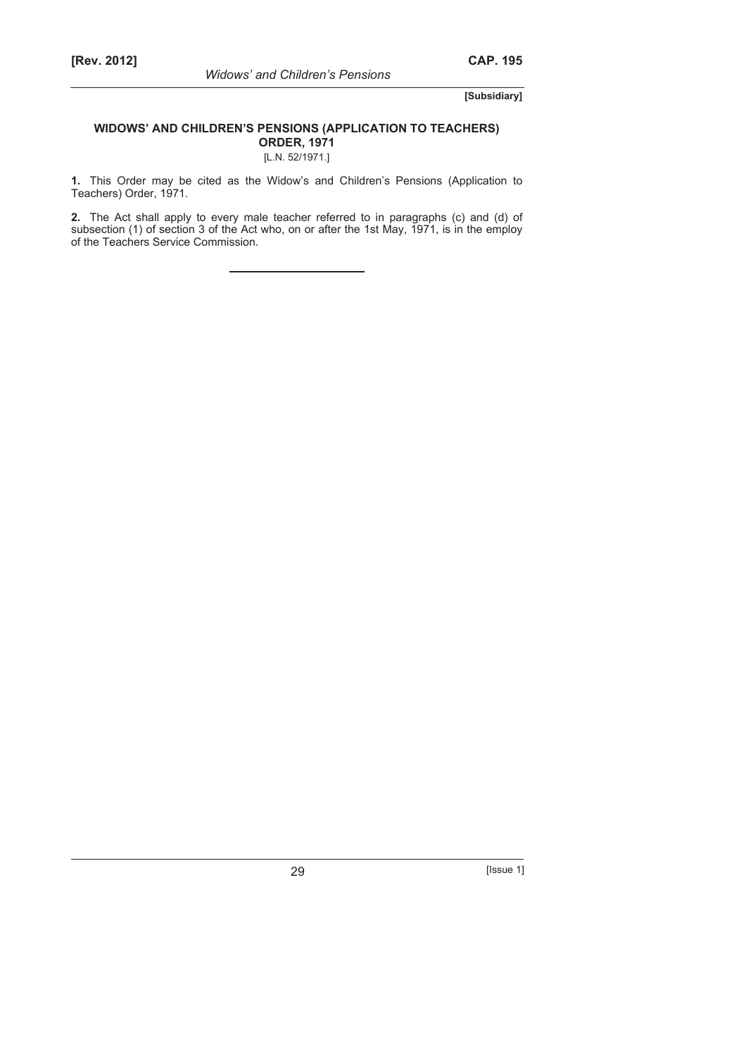**[Subsidiary]**

## WIDOWS' AND CHILDREN'S PENSIONS (APPLICATION TO TEACHERS) ORDER, 1971

[L.N. 52/1971.]

**1.** This Order may be cited as the Widow's and Children's Pensions (Application to Teachers) Order, 1971.

**2.** The Act shall apply to every male teacher referred to in paragraphs (c) and (d) of subsection (1) of section 3 of the Act who, on or after the 1st May, 1971, is in the employ of the Teachers Service Commission.